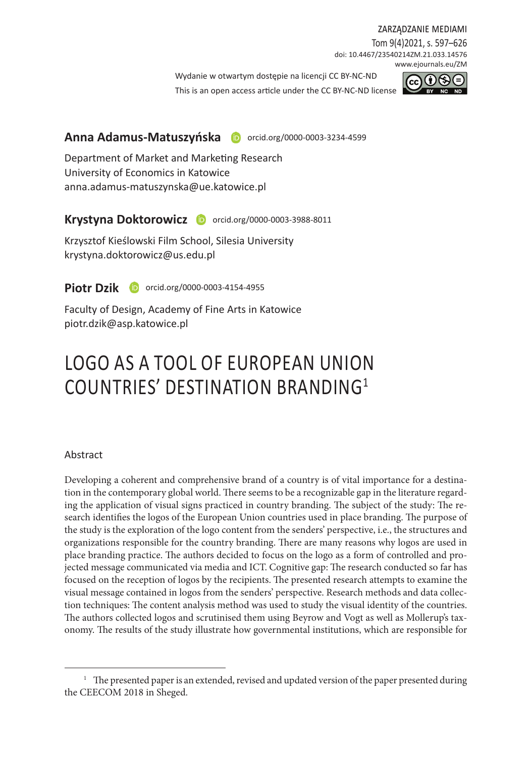ZARZĄDZANIE MEDIAMI

Tom 9(4)2021, s. 597–626

doi: 10.4467/23540214ZM.21.033.14576

www.ejournals.eu/ZM

Wydanie w otwartym dostępie na licencji CC BY-NC-ND

This is an open access article under the CC BY-NC-ND license

**Anna Adamus-Matuszyńska** orcid.org/0000-0003-3234-4599

Department of Market and Marketing Research
University of Economics in Katowice
anna.adamus-matuszynska@ue.katowice.pl

**Krystyna Doktorowicz** orcid.org/0000-0003-3988-8011

Krzysztof Kieślowski Film School, Silesia University
krystyna.doktorowicz@us.edu.pl

**Piotr Dzik** orcid.org/0000-0003-4154-4955

Faculty of Design, Academy of Fine Arts in Katowice
piotr.dzik@asp.katowice.pl

# LOGO AS A TOOL OF EUROPEAN UNION COUNTRIES' DESTINATION BRANDING[1]

## Abstract

Developing a coherent and comprehensive brand of a country is of vital importance for a destination in the contemporary global world. There seems to be a recognizable gap in the literature regarding the application of visual signs practiced in country branding. The subject of the study: The research identifies the logos of the European Union countries used in place branding. The purpose of the study is the exploration of the logo content from the senders' perspective, i.e., the structures and organizations responsible for the country branding. There are many reasons why logos are used in place branding practice. The authors decided to focus on the logo as a form of controlled and projected message communicated via media and ICT. Cognitive gap: The research conducted so far has focused on the reception of logos by the recipients. The presented research attempts to examine the visual message contained in logos from the senders' perspective. Research methods and data collection techniques: The content analysis method was used to study the visual identity of the countries. The authors collected logos and scrutinised them using Beyrow and Vogt as well as Mollerup's taxonomy. The results of the study illustrate how governmental institutions, which are responsible for

---

[1] The presented paper is an extended, revised and updated version of the paper presented during the CEECOM 2018 in Sheged.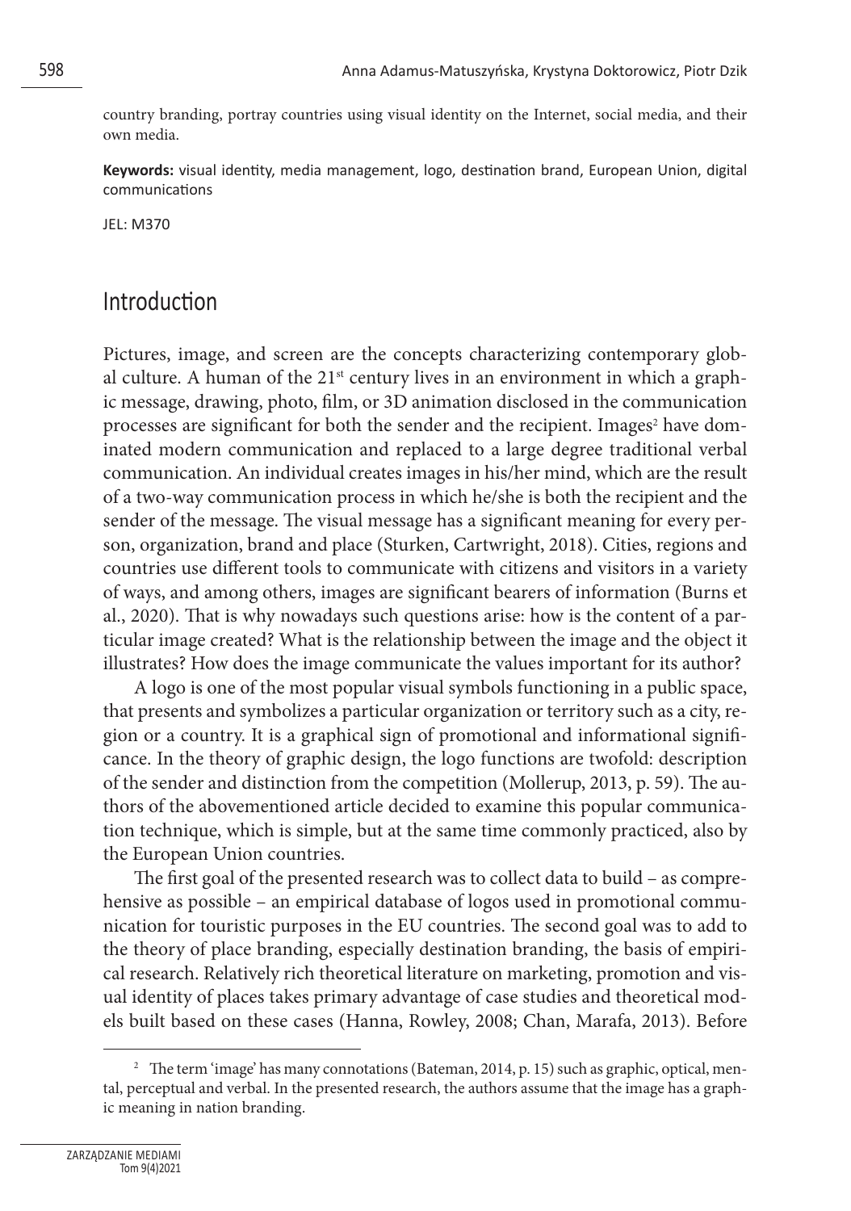country branding, portray countries using visual identity on the Internet, social media, and their own media.

**Keywords:** visual identity, media management, logo, destination brand, European Union, digital communications

JEL: M370

## Introduction

Pictures, image, and screen are the concepts characterizing contemporary global culture. A human of the 21st century lives in an environment in which a graphic message, drawing, photo, film, or 3D animation disclosed in the communication processes are significant for both the sender and the recipient. Images[2] have dominated modern communication and replaced to a large degree traditional verbal communication. An individual creates images in his/her mind, which are the result of a two-way communication process in which he/she is both the recipient and the sender of the message. The visual message has a significant meaning for every person, organization, brand and place (Sturken, Cartwright, 2018). Cities, regions and countries use different tools to communicate with citizens and visitors in a variety of ways, and among others, images are significant bearers of information (Burns et al., 2020). That is why nowadays such questions arise: how is the content of a particular image created? What is the relationship between the image and the object it illustrates? How does the image communicate the values important for its author?

A logo is one of the most popular visual symbols functioning in a public space, that presents and symbolizes a particular organization or territory such as a city, region or a country. It is a graphical sign of promotional and informational significance. In the theory of graphic design, the logo functions are twofold: description of the sender and distinction from the competition (Mollerup, 2013, p. 59). The authors of the abovementioned article decided to examine this popular communication technique, which is simple, but at the same time commonly practiced, also by the European Union countries.

The first goal of the presented research was to collect data to build – as comprehensive as possible – an empirical database of logos used in promotional communication for touristic purposes in the EU countries. The second goal was to add to the theory of place branding, especially destination branding, the basis of empirical research. Relatively rich theoretical literature on marketing, promotion and visual identity of places takes primary advantage of case studies and theoretical models built based on these cases (Hanna, Rowley, 2008; Chan, Marafa, 2013). Before

[2] The term 'image' has many connotations (Bateman, 2014, p. 15) such as graphic, optical, mental, perceptual and verbal. In the presented research, the authors assume that the image has a graphic meaning in nation branding.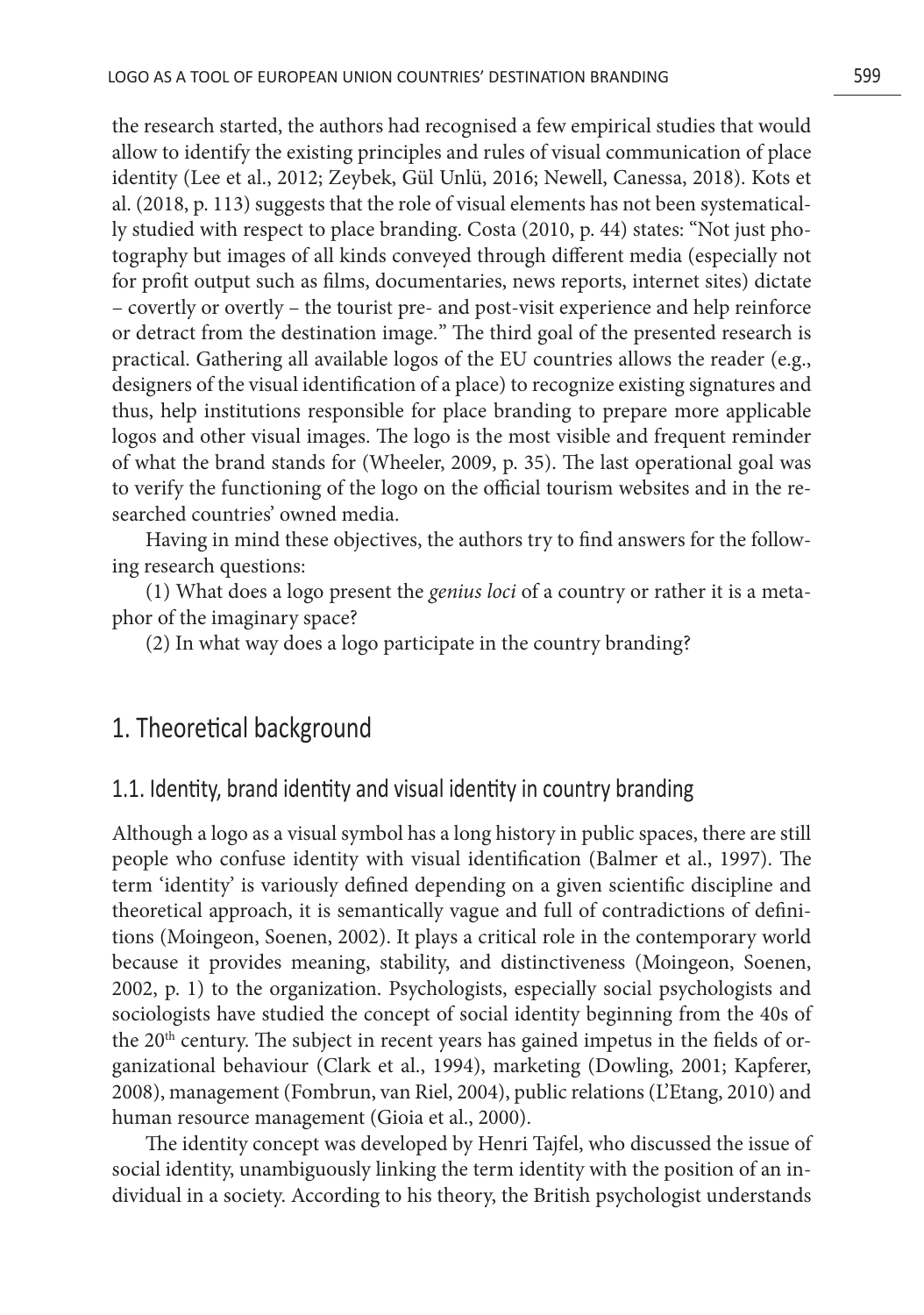the research started, the authors had recognised a few empirical studies that would allow to identify the existing principles and rules of visual communication of place identity (Lee et al., 2012; Zeybek, Gül Unlü, 2016; Newell, Canessa, 2018). Kots et al. (2018, p. 113) suggests that the role of visual elements has not been systematically studied with respect to place branding. Costa (2010, p. 44) states: "Not just photography but images of all kinds conveyed through different media (especially not for profit output such as films, documentaries, news reports, internet sites) dictate – covertly or overtly – the tourist pre- and post-visit experience and help reinforce or detract from the destination image." The third goal of the presented research is practical. Gathering all available logos of the EU countries allows the reader (e.g., designers of the visual identification of a place) to recognize existing signatures and thus, help institutions responsible for place branding to prepare more applicable logos and other visual images. The logo is the most visible and frequent reminder of what the brand stands for (Wheeler, 2009, p. 35). The last operational goal was to verify the functioning of the logo on the official tourism websites and in the researched countries' owned media.

Having in mind these objectives, the authors try to find answers for the following research questions:

(1) What does a logo present the *genius loci* of a country or rather it is a metaphor of the imaginary space?

(2) In what way does a logo participate in the country branding?

## 1. Theoretical background

### 1.1. Identity, brand identity and visual identity in country branding

Although a logo as a visual symbol has a long history in public spaces, there are still people who confuse identity with visual identification (Balmer et al., 1997). The term 'identity' is variously defined depending on a given scientific discipline and theoretical approach, it is semantically vague and full of contradictions of definitions (Moingeon, Soenen, 2002). It plays a critical role in the contemporary world because it provides meaning, stability, and distinctiveness (Moingeon, Soenen, 2002, p. 1) to the organization. Psychologists, especially social psychologists and sociologists have studied the concept of social identity beginning from the 40s of the 20th century. The subject in recent years has gained impetus in the fields of organizational behaviour (Clark et al., 1994), marketing (Dowling, 2001; Kapferer, 2008), management (Fombrun, van Riel, 2004), public relations (L'Etang, 2010) and human resource management (Gioia et al., 2000).

The identity concept was developed by Henri Tajfel, who discussed the issue of social identity, unambiguously linking the term identity with the position of an individual in a society. According to his theory, the British psychologist understands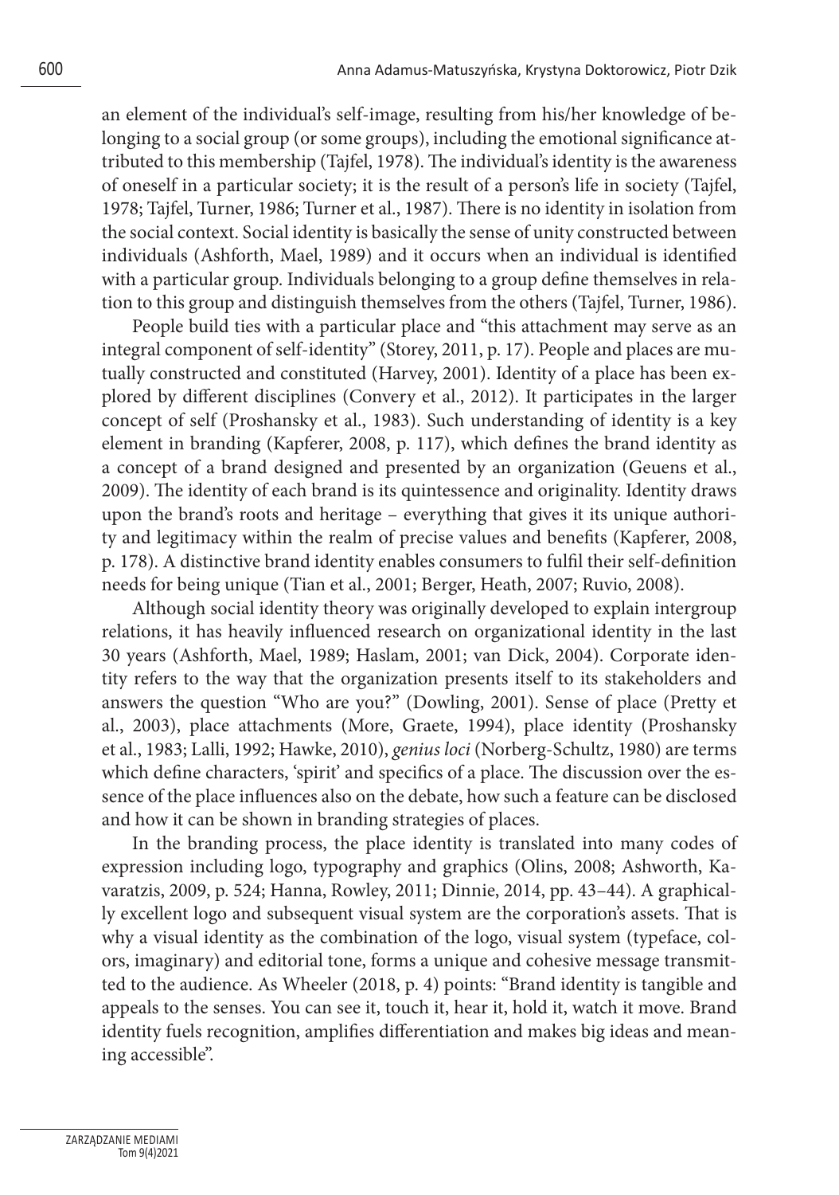an element of the individual's self-image, resulting from his/her knowledge of belonging to a social group (or some groups), including the emotional significance attributed to this membership (Tajfel, 1978). The individual's identity is the awareness of oneself in a particular society; it is the result of a person's life in society (Tajfel, 1978; Tajfel, Turner, 1986; Turner et al., 1987). There is no identity in isolation from the social context. Social identity is basically the sense of unity constructed between individuals (Ashforth, Mael, 1989) and it occurs when an individual is identified with a particular group. Individuals belonging to a group define themselves in relation to this group and distinguish themselves from the others (Tajfel, Turner, 1986).

People build ties with a particular place and "this attachment may serve as an integral component of self-identity" (Storey, 2011, p. 17). People and places are mutually constructed and constituted (Harvey, 2001). Identity of a place has been explored by different disciplines (Convery et al., 2012). It participates in the larger concept of self (Proshansky et al., 1983). Such understanding of identity is a key element in branding (Kapferer, 2008, p. 117), which defines the brand identity as a concept of a brand designed and presented by an organization (Geuens et al., 2009). The identity of each brand is its quintessence and originality. Identity draws upon the brand's roots and heritage – everything that gives it its unique authority and legitimacy within the realm of precise values and benefits (Kapferer, 2008, p. 178). A distinctive brand identity enables consumers to fulfil their self-definition needs for being unique (Tian et al., 2001; Berger, Heath, 2007; Ruvio, 2008).

Although social identity theory was originally developed to explain intergroup relations, it has heavily influenced research on organizational identity in the last 30 years (Ashforth, Mael, 1989; Haslam, 2001; van Dick, 2004). Corporate identity refers to the way that the organization presents itself to its stakeholders and answers the question "Who are you?" (Dowling, 2001). Sense of place (Pretty et al., 2003), place attachments (More, Graete, 1994), place identity (Proshansky et al., 1983; Lalli, 1992; Hawke, 2010), *genius loci* (Norberg-Schultz, 1980) are terms which define characters, 'spirit' and specifics of a place. The discussion over the essence of the place influences also on the debate, how such a feature can be disclosed and how it can be shown in branding strategies of places.

In the branding process, the place identity is translated into many codes of expression including logo, typography and graphics (Olins, 2008; Ashworth, Kavaratzis, 2009, p. 524; Hanna, Rowley, 2011; Dinnie, 2014, pp. 43–44). A graphically excellent logo and subsequent visual system are the corporation's assets. That is why a visual identity as the combination of the logo, visual system (typeface, colors, imaginary) and editorial tone, forms a unique and cohesive message transmitted to the audience. As Wheeler (2018, p. 4) points: "Brand identity is tangible and appeals to the senses. You can see it, touch it, hear it, hold it, watch it move. Brand identity fuels recognition, amplifies differentiation and makes big ideas and meaning accessible".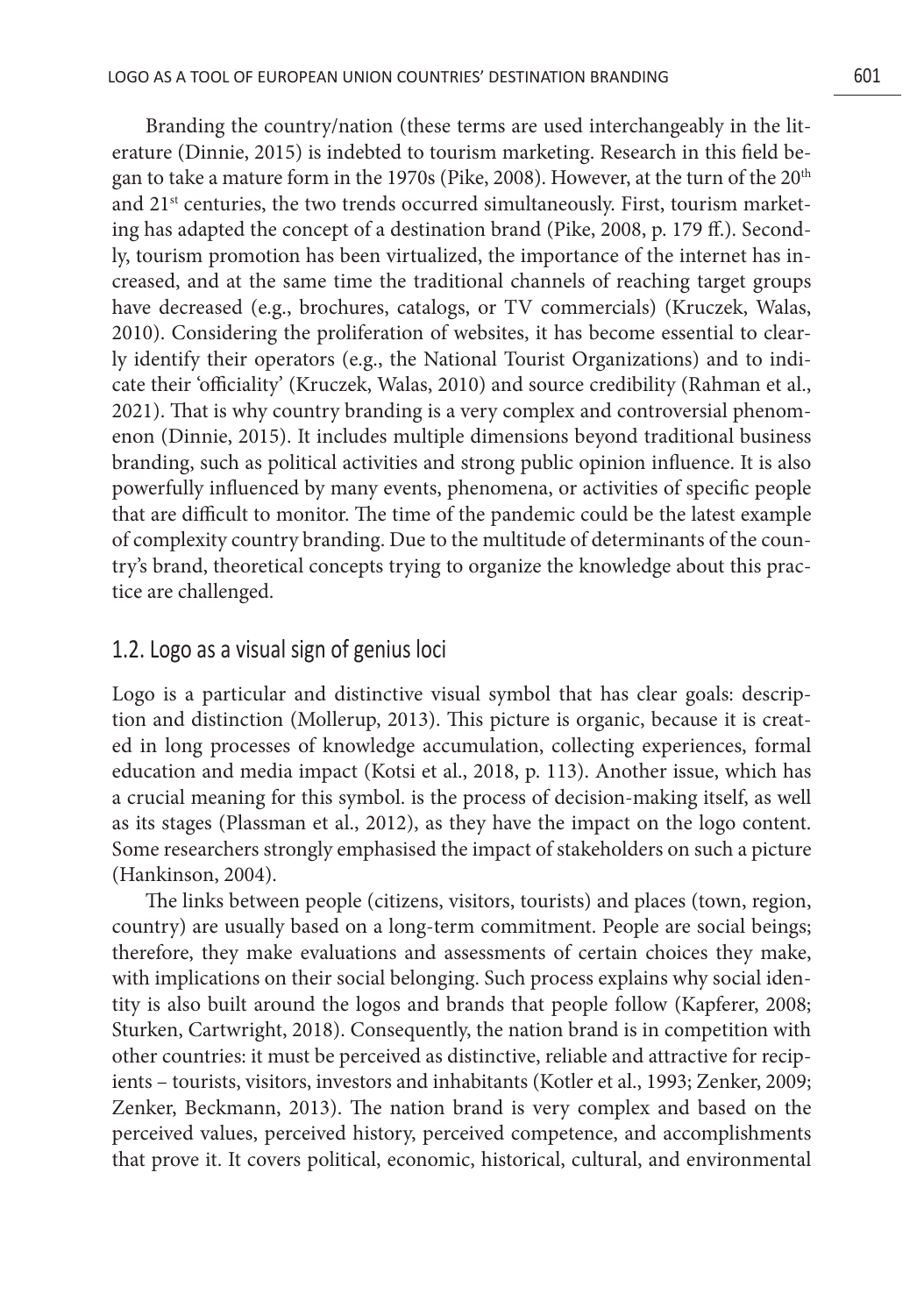Branding the country/nation (these terms are used interchangeably in the literature (Dinnie, 2015) is indebted to tourism marketing. Research in this field began to take a mature form in the 1970s (Pike, 2008). However, at the turn of the 20th and 21st centuries, the two trends occurred simultaneously. First, tourism marketing has adapted the concept of a destination brand (Pike, 2008, p. 179 ff.). Secondly, tourism promotion has been virtualized, the importance of the internet has increased, and at the same time the traditional channels of reaching target groups have decreased (e.g., brochures, catalogs, or TV commercials) (Kruczek, Walas, 2010). Considering the proliferation of websites, it has become essential to clearly identify their operators (e.g., the National Tourist Organizations) and to indicate their 'officiality' (Kruczek, Walas, 2010) and source credibility (Rahman et al., 2021). That is why country branding is a very complex and controversial phenomenon (Dinnie, 2015). It includes multiple dimensions beyond traditional business branding, such as political activities and strong public opinion influence. It is also powerfully influenced by many events, phenomena, or activities of specific people that are difficult to monitor. The time of the pandemic could be the latest example of complexity country branding. Due to the multitude of determinants of the country's brand, theoretical concepts trying to organize the knowledge about this practice are challenged.

## 1.2. Logo as a visual sign of genius loci

Logo is a particular and distinctive visual symbol that has clear goals: description and distinction (Mollerup, 2013). This picture is organic, because it is created in long processes of knowledge accumulation, collecting experiences, formal education and media impact (Kotsi et al., 2018, p. 113). Another issue, which has a crucial meaning for this symbol. is the process of decision-making itself, as well as its stages (Plassman et al., 2012), as they have the impact on the logo content. Some researchers strongly emphasised the impact of stakeholders on such a picture (Hankinson, 2004).

The links between people (citizens, visitors, tourists) and places (town, region, country) are usually based on a long-term commitment. People are social beings; therefore, they make evaluations and assessments of certain choices they make, with implications on their social belonging. Such process explains why social identity is also built around the logos and brands that people follow (Kapferer, 2008; Sturken, Cartwright, 2018). Consequently, the nation brand is in competition with other countries: it must be perceived as distinctive, reliable and attractive for recipients – tourists, visitors, investors and inhabitants (Kotler et al., 1993; Zenker, 2009; Zenker, Beckmann, 2013). The nation brand is very complex and based on the perceived values, perceived history, perceived competence, and accomplishments that prove it. It covers political, economic, historical, cultural, and environmental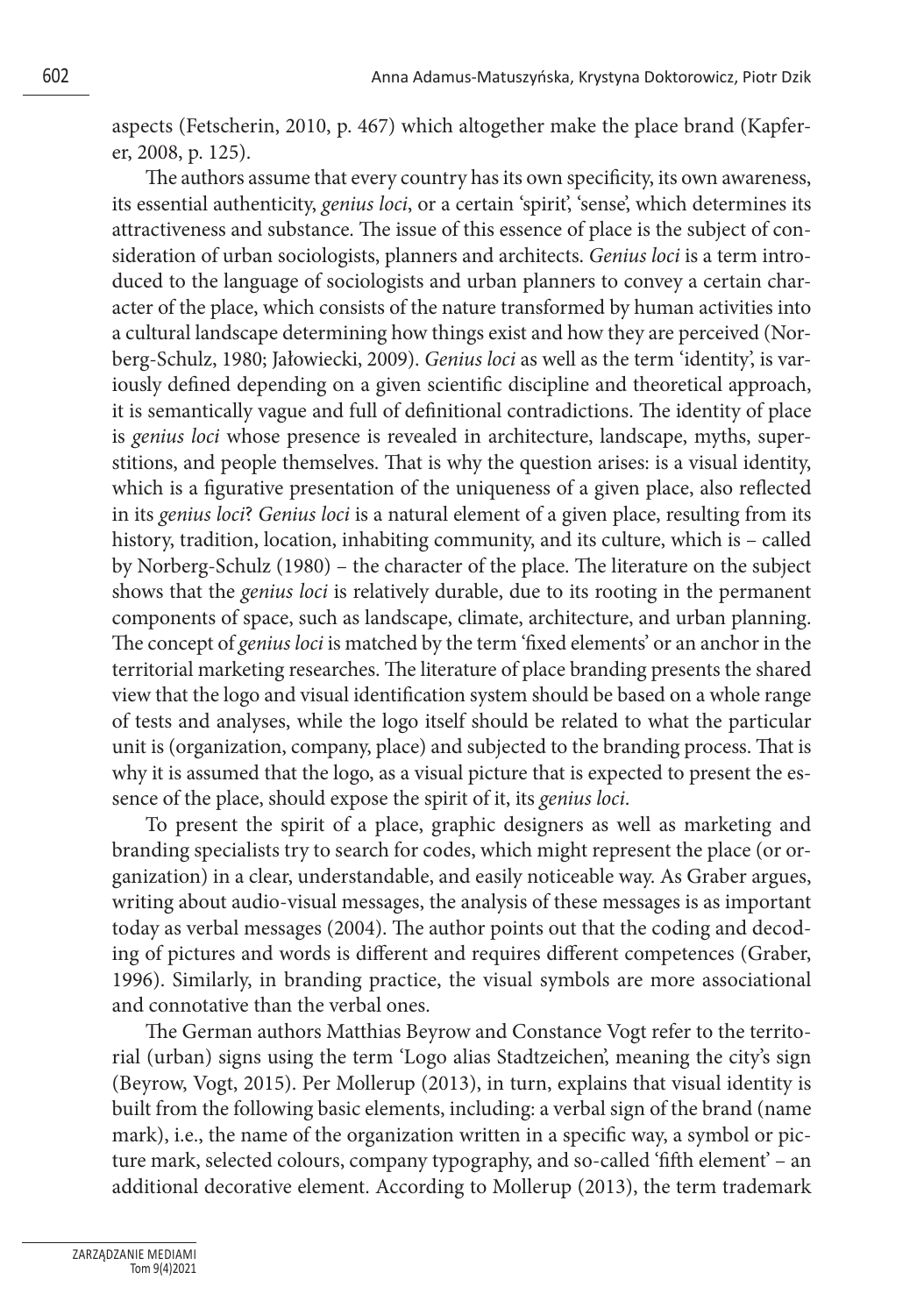aspects (Fetscherin, 2010, p. 467) which altogether make the place brand (Kapferer, 2008, p. 125).

The authors assume that every country has its own specificity, its own awareness, its essential authenticity, *genius loci*, or a certain 'spirit', 'sense', which determines its attractiveness and substance. The issue of this essence of place is the subject of consideration of urban sociologists, planners and architects. *Genius loci* is a term introduced to the language of sociologists and urban planners to convey a certain character of the place, which consists of the nature transformed by human activities into a cultural landscape determining how things exist and how they are perceived (Norberg-Schulz, 1980; Jałowiecki, 2009). *Genius loci* as well as the term 'identity', is variously defined depending on a given scientific discipline and theoretical approach, it is semantically vague and full of definitional contradictions. The identity of place is *genius loci* whose presence is revealed in architecture, landscape, myths, superstitions, and people themselves. That is why the question arises: is a visual identity, which is a figurative presentation of the uniqueness of a given place, also reflected in its *genius loci*? *Genius loci* is a natural element of a given place, resulting from its history, tradition, location, inhabiting community, and its culture, which is – called by Norberg-Schulz (1980) – the character of the place. The literature on the subject shows that the *genius loci* is relatively durable, due to its rooting in the permanent components of space, such as landscape, climate, architecture, and urban planning. The concept of *genius loci* is matched by the term 'fixed elements' or an anchor in the territorial marketing researches. The literature of place branding presents the shared view that the logo and visual identification system should be based on a whole range of tests and analyses, while the logo itself should be related to what the particular unit is (organization, company, place) and subjected to the branding process. That is why it is assumed that the logo, as a visual picture that is expected to present the essence of the place, should expose the spirit of it, its *genius loci*.

To present the spirit of a place, graphic designers as well as marketing and branding specialists try to search for codes, which might represent the place (or organization) in a clear, understandable, and easily noticeable way. As Graber argues, writing about audio-visual messages, the analysis of these messages is as important today as verbal messages (2004). The author points out that the coding and decoding of pictures and words is different and requires different competences (Graber, 1996). Similarly, in branding practice, the visual symbols are more associational and connotative than the verbal ones.

The German authors Matthias Beyrow and Constance Vogt refer to the territorial (urban) signs using the term 'Logo alias Stadtzeichen', meaning the city's sign (Beyrow, Vogt, 2015). Per Mollerup (2013), in turn, explains that visual identity is built from the following basic elements, including: a verbal sign of the brand (name mark), i.e., the name of the organization written in a specific way, a symbol or picture mark, selected colours, company typography, and so-called 'fifth element' – an additional decorative element. According to Mollerup (2013), the term trademark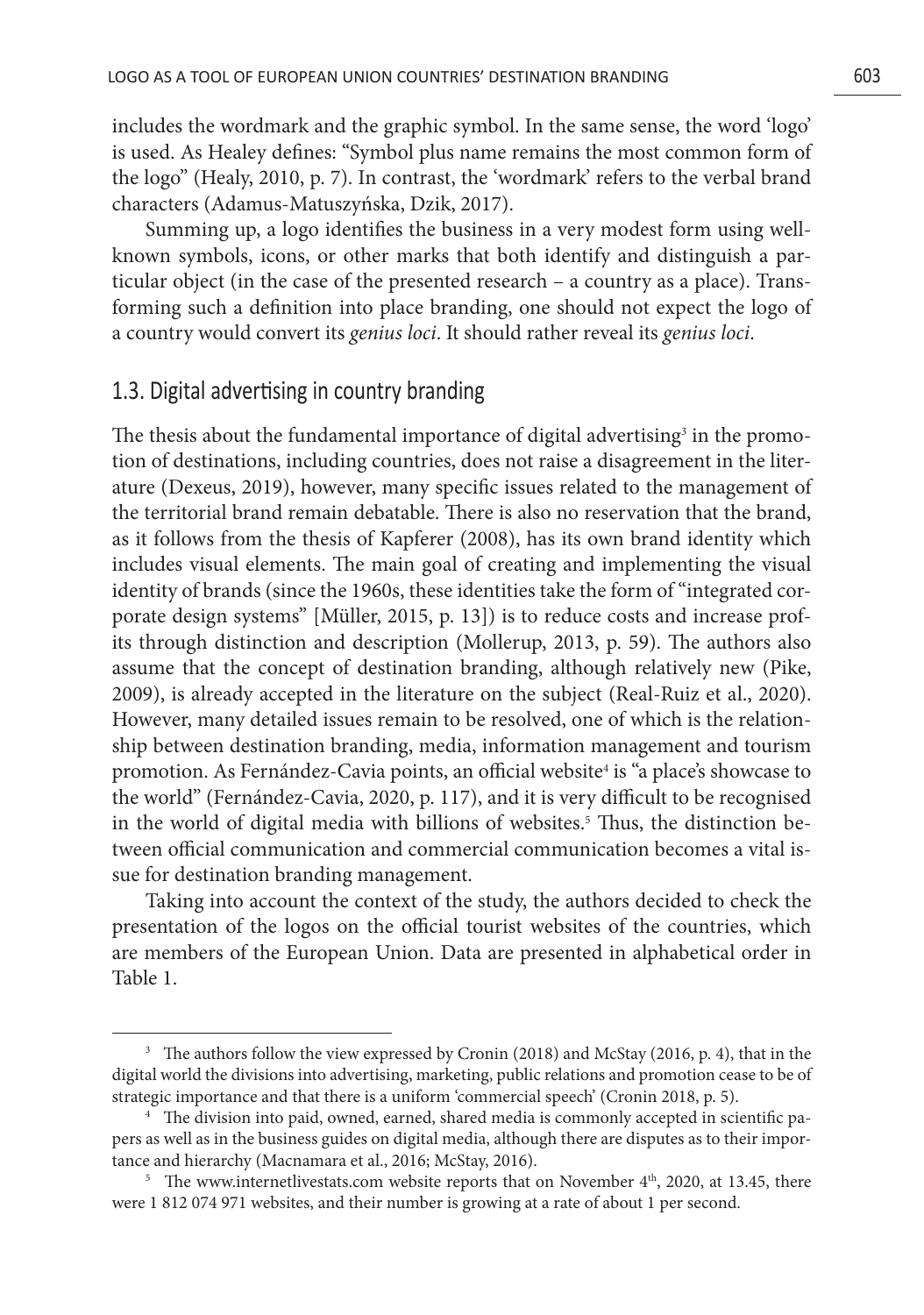includes the wordmark and the graphic symbol. In the same sense, the word 'logo' is used. As Healey defines: "Symbol plus name remains the most common form of the logo" (Healy, 2010, p. 7). In contrast, the 'wordmark' refers to the verbal brand characters (Adamus-Matuszyńska, Dzik, 2017).

Summing up, a logo identifies the business in a very modest form using well-known symbols, icons, or other marks that both identify and distinguish a particular object (in the case of the presented research – a country as a place). Transforming such a definition into place branding, one should not expect the logo of a country would convert its *genius loci*. It should rather reveal its *genius loci*.

### 1.3. Digital advertising in country branding

The thesis about the fundamental importance of digital advertising[3] in the promotion of destinations, including countries, does not raise a disagreement in the literature (Dexeus, 2019), however, many specific issues related to the management of the territorial brand remain debatable. There is also no reservation that the brand, as it follows from the thesis of Kapferer (2008), has its own brand identity which includes visual elements. The main goal of creating and implementing the visual identity of brands (since the 1960s, these identities take the form of "integrated corporate design systems" [Müller, 2015, p. 13]) is to reduce costs and increase profits through distinction and description (Mollerup, 2013, p. 59). The authors also assume that the concept of destination branding, although relatively new (Pike, 2009), is already accepted in the literature on the subject (Real-Ruiz et al., 2020). However, many detailed issues remain to be resolved, one of which is the relationship between destination branding, media, information management and tourism promotion. As Fernández-Cavia points, an official website[4] is "a place's showcase to the world" (Fernández-Cavia, 2020, p. 117), and it is very difficult to be recognised in the world of digital media with billions of websites.[5] Thus, the distinction between official communication and commercial communication becomes a vital issue for destination branding management.

Taking into account the context of the study, the authors decided to check the presentation of the logos on the official tourist websites of the countries, which are members of the European Union. Data are presented in alphabetical order in Table 1.

---

[3] The authors follow the view expressed by Cronin (2018) and McStay (2016, p. 4), that in the digital world the divisions into advertising, marketing, public relations and promotion cease to be of strategic importance and that there is a uniform 'commercial speech' (Cronin 2018, p. 5).

[4] The division into paid, owned, earned, shared media is commonly accepted in scientific papers as well as in the business guides on digital media, although there are disputes as to their importance and hierarchy (Macnamara et al., 2016; McStay, 2016).

[5] The www.internetlivestats.com website reports that on November 4th, 2020, at 13.45, there were 1 812 074 971 websites, and their number is growing at a rate of about 1 per second.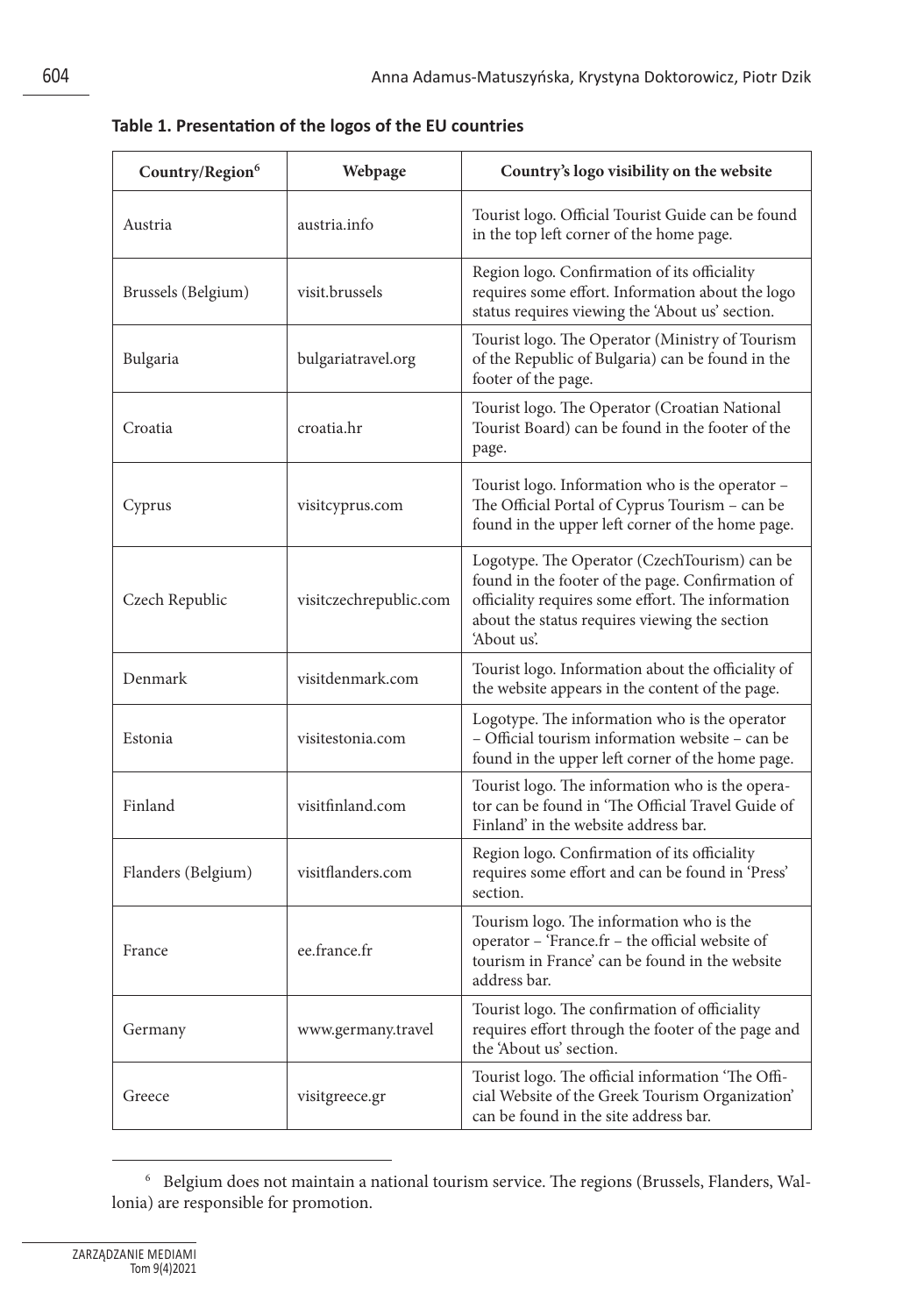**Table 1. Presentation of the logos of the EU countries**

| Country/Region[6] | Webpage | Country's logo visibility on the website |
|---|---|---|
| Austria | austria.info | Tourist logo. Official Tourist Guide can be found in the top left corner of the home page. |
| Brussels (Belgium) | visit.brussels | Region logo. Confirmation of its officiality requires some effort. Information about the logo status requires viewing the 'About us' section. |
| Bulgaria | bulgariatravel.org | Tourist logo. The Operator (Ministry of Tourism of the Republic of Bulgaria) can be found in the footer of the page. |
| Croatia | croatia.hr | Tourist logo. The Operator (Croatian National Tourist Board) can be found in the footer of the page. |
| Cyprus | visitcyprus.com | Tourist logo. Information who is the operator – The Official Portal of Cyprus Tourism – can be found in the upper left corner of the home page. |
| Czech Republic | visitczechrepublic.com | Logotype. The Operator (CzechTourism) can be found in the footer of the page. Confirmation of officiality requires some effort. The information about the status requires viewing the section 'About us'. |
| Denmark | visitdenmark.com | Tourist logo. Information about the officiality of the website appears in the content of the page. |
| Estonia | visitestonia.com | Logotype. The information who is the operator – Official tourism information website – can be found in the upper left corner of the home page. |
| Finland | visitfinland.com | Tourist logo. The information who is the operator can be found in 'The Official Travel Guide of Finland' in the website address bar. |
| Flanders (Belgium) | visitflanders.com | Region logo. Confirmation of its officiality requires some effort and can be found in 'Press' section. |
| France | ee.france.fr | Tourism logo. The information who is the operator – 'France.fr – the official website of tourism in France' can be found in the website address bar. |
| Germany | www.germany.travel | Tourist logo. The confirmation of officiality requires effort through the footer of the page and the 'About us' section. |
| Greece | visitgreece.gr | Tourist logo. The official information 'The Official Website of the Greek Tourism Organization' can be found in the site address bar. |

[6] Belgium does not maintain a national tourism service. The regions (Brussels, Flanders, Wallonia) are responsible for promotion.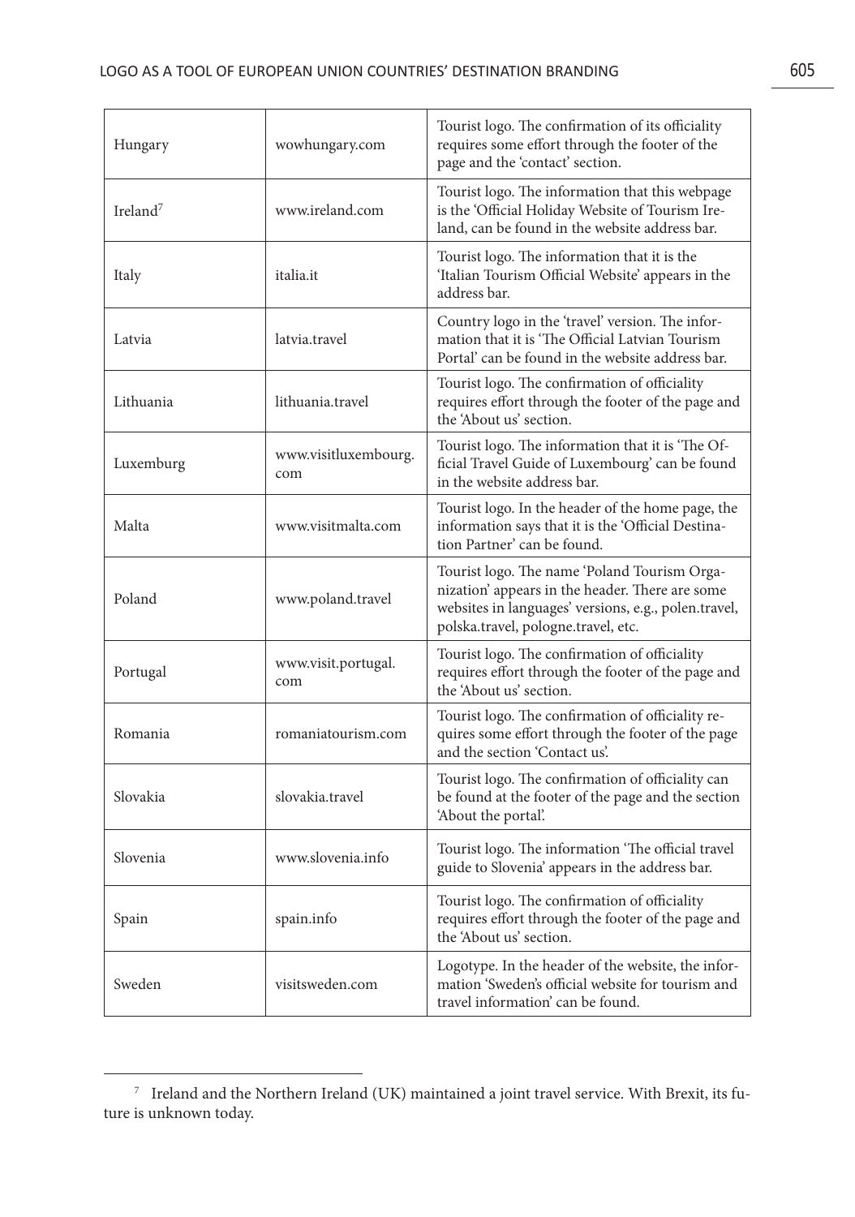| Hungary | wowhungary.com | Tourist logo. The confirmation of its officiality requires some effort through the footer of the page and the 'contact' section. |
|---|---|---|
| Ireland[7] | www.ireland.com | Tourist logo. The information that this webpage is the 'Official Holiday Website of Tourism Ireland, can be found in the website address bar. |
| Italy | italia.it | Tourist logo. The information that it is the 'Italian Tourism Official Website' appears in the address bar. |
| Latvia | latvia.travel | Country logo in the 'travel' version. The information that it is 'The Official Latvian Tourism Portal' can be found in the website address bar. |
| Lithuania | lithuania.travel | Tourist logo. The confirmation of officiality requires effort through the footer of the page and the 'About us' section. |
| Luxemburg | www.visitluxembourg.com | Tourist logo. The information that it is 'The Official Travel Guide of Luxembourg' can be found in the website address bar. |
| Malta | www.visitmalta.com | Tourist logo. In the header of the home page, the information says that it is the 'Official Destination Partner' can be found. |
| Poland | www.poland.travel | Tourist logo. The name 'Poland Tourism Organization' appears in the header. There are some websites in languages' versions, e.g., polen.travel, polska.travel, pologne.travel, etc. |
| Portugal | www.visit.portugal.com | Tourist logo. The confirmation of officiality requires effort through the footer of the page and the 'About us' section. |
| Romania | romaniatourism.com | Tourist logo. The confirmation of officiality requires some effort through the footer of the page and the section 'Contact us'. |
| Slovakia | slovakia.travel | Tourist logo. The confirmation of officiality can be found at the footer of the page and the section 'About the portal'. |
| Slovenia | www.slovenia.info | Tourist logo. The information 'The official travel guide to Slovenia' appears in the address bar. |
| Spain | spain.info | Tourist logo. The confirmation of officiality requires effort through the footer of the page and the 'About us' section. |
| Sweden | visitsweden.com | Logotype. In the header of the website, the information 'Sweden's official website for tourism and travel information' can be found. |

[7] Ireland and the Northern Ireland (UK) maintained a joint travel service. With Brexit, its future is unknown today.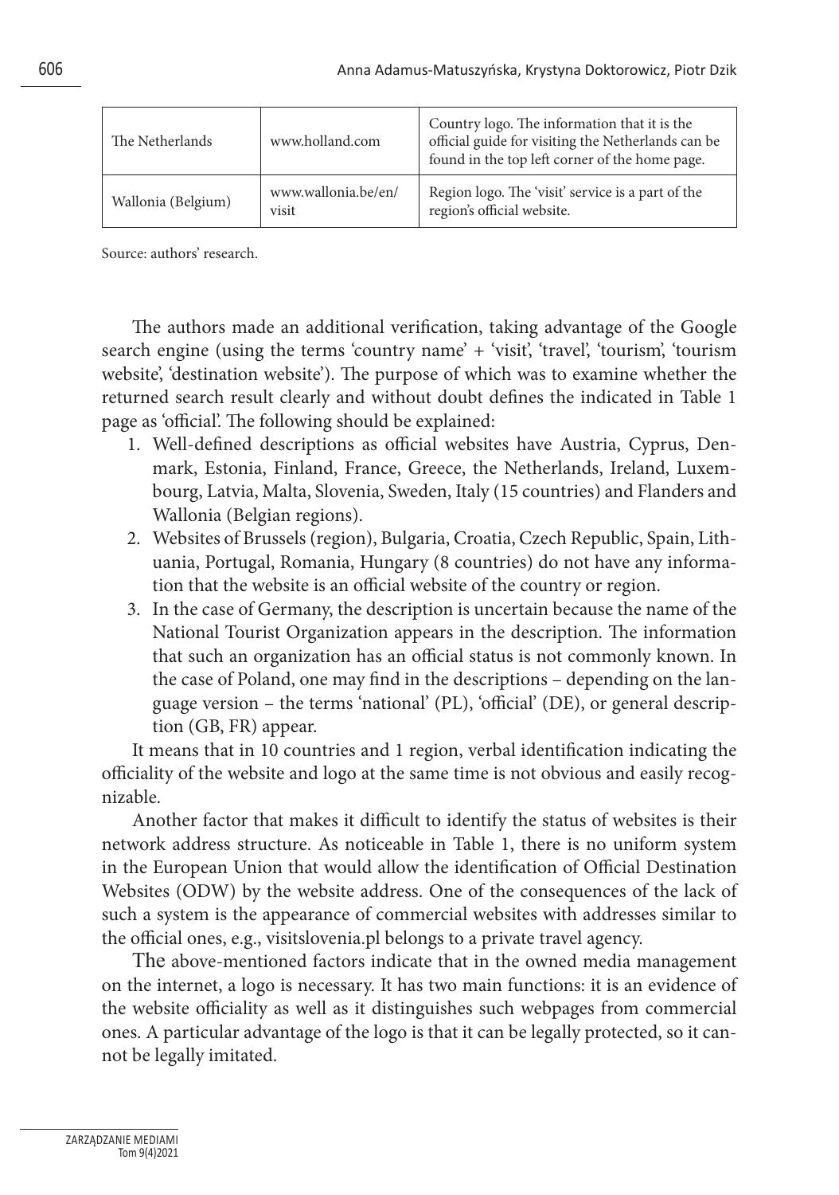| The Netherlands | www.holland.com | Country logo. The information that it is the official guide for visiting the Netherlands can be found in the top left corner of the home page. |
|---|---|---|
| Wallonia (Belgium) | www.wallonia.be/en/visit | Region logo. The 'visit' service is a part of the region's official website. |

Source: authors' research.

The authors made an additional verification, taking advantage of the Google search engine (using the terms 'country name' + 'visit', 'travel', 'tourism', 'tourism website', 'destination website'). The purpose of which was to examine whether the returned search result clearly and without doubt defines the indicated in Table 1 page as 'official'. The following should be explained:

1. Well-defined descriptions as official websites have Austria, Cyprus, Denmark, Estonia, Finland, France, Greece, the Netherlands, Ireland, Luxembourg, Latvia, Malta, Slovenia, Sweden, Italy (15 countries) and Flanders and Wallonia (Belgian regions).
2. Websites of Brussels (region), Bulgaria, Croatia, Czech Republic, Spain, Lithuania, Portugal, Romania, Hungary (8 countries) do not have any information that the website is an official website of the country or region.
3. In the case of Germany, the description is uncertain because the name of the National Tourist Organization appears in the description. The information that such an organization has an official status is not commonly known. In the case of Poland, one may find in the descriptions – depending on the language version – the terms 'national' (PL), 'official' (DE), or general description (GB, FR) appear.

It means that in 10 countries and 1 region, verbal identification indicating the officiality of the website and logo at the same time is not obvious and easily recognizable.

Another factor that makes it difficult to identify the status of websites is their network address structure. As noticeable in Table 1, there is no uniform system in the European Union that would allow the identification of Official Destination Websites (ODW) by the website address. One of the consequences of the lack of such a system is the appearance of commercial websites with addresses similar to the official ones, e.g., visitslovenia.pl belongs to a private travel agency.

The above-mentioned factors indicate that in the owned media management on the internet, a logo is necessary. It has two main functions: it is an evidence of the website officiality as well as it distinguishes such webpages from commercial ones. A particular advantage of the logo is that it can be legally protected, so it cannot be legally imitated.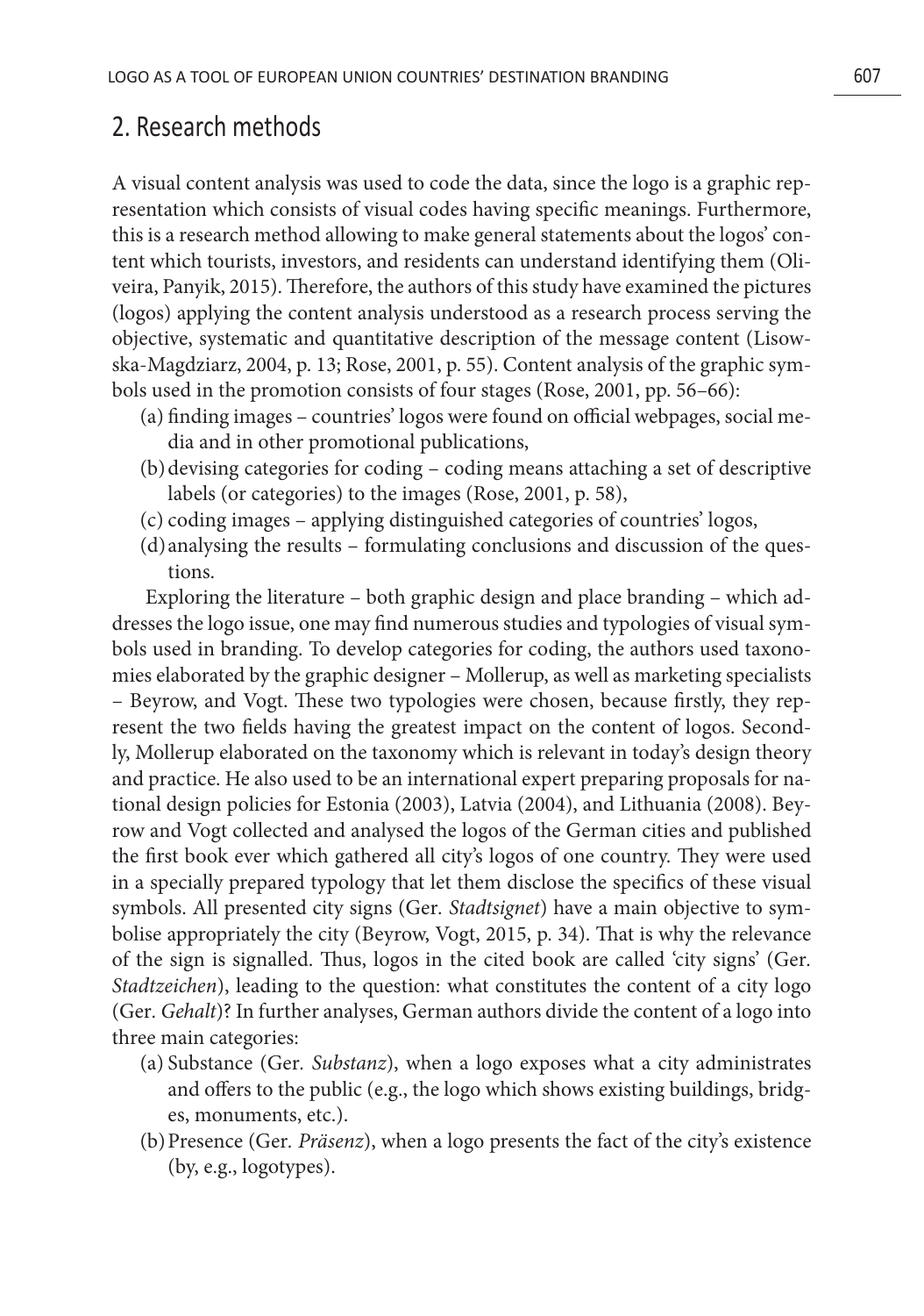## 2. Research methods

A visual content analysis was used to code the data, since the logo is a graphic representation which consists of visual codes having specific meanings. Furthermore, this is a research method allowing to make general statements about the logos' content which tourists, investors, and residents can understand identifying them (Oliveira, Panyik, 2015). Therefore, the authors of this study have examined the pictures (logos) applying the content analysis understood as a research process serving the objective, systematic and quantitative description of the message content (Lisowska-Magdziarz, 2004, p. 13; Rose, 2001, p. 55). Content analysis of the graphic symbols used in the promotion consists of four stages (Rose, 2001, pp. 56–66):

- (a) finding images – countries' logos were found on official webpages, social media and in other promotional publications,
- (b) devising categories for coding – coding means attaching a set of descriptive labels (or categories) to the images (Rose, 2001, p. 58),
- (c) coding images – applying distinguished categories of countries' logos,
- (d) analysing the results – formulating conclusions and discussion of the questions.

Exploring the literature – both graphic design and place branding – which addresses the logo issue, one may find numerous studies and typologies of visual symbols used in branding. To develop categories for coding, the authors used taxonomies elaborated by the graphic designer – Mollerup, as well as marketing specialists – Beyrow, and Vogt. These two typologies were chosen, because firstly, they represent the two fields having the greatest impact on the content of logos. Secondly, Mollerup elaborated on the taxonomy which is relevant in today's design theory and practice. He also used to be an international expert preparing proposals for national design policies for Estonia (2003), Latvia (2004), and Lithuania (2008). Beyrow and Vogt collected and analysed the logos of the German cities and published the first book ever which gathered all city's logos of one country. They were used in a specially prepared typology that let them disclose the specifics of these visual symbols. All presented city signs (Ger. *Stadtsignet*) have a main objective to symbolise appropriately the city (Beyrow, Vogt, 2015, p. 34). That is why the relevance of the sign is signalled. Thus, logos in the cited book are called 'city signs' (Ger. *Stadtzeichen*), leading to the question: what constitutes the content of a city logo (Ger. *Gehalt*)? In further analyses, German authors divide the content of a logo into three main categories:

- (a) Substance (Ger. *Substanz*), when a logo exposes what a city administrates and offers to the public (e.g., the logo which shows existing buildings, bridges, monuments, etc.).
- (b) Presence (Ger. *Präsenz*), when a logo presents the fact of the city's existence (by, e.g., logotypes).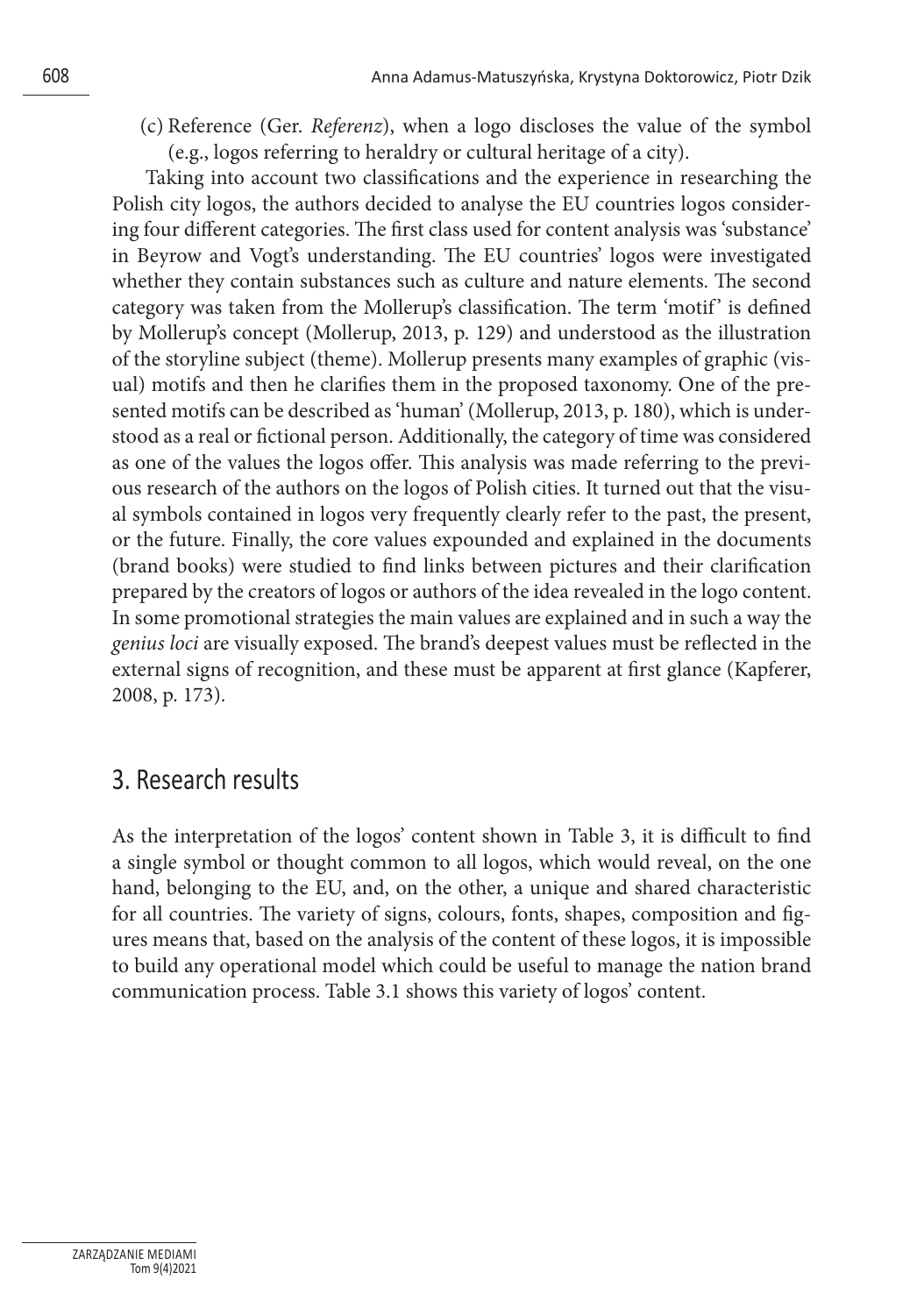(c) Reference (Ger. *Referenz*), when a logo discloses the value of the symbol (e.g., logos referring to heraldry or cultural heritage of a city).

Taking into account two classifications and the experience in researching the Polish city logos, the authors decided to analyse the EU countries logos considering four different categories. The first class used for content analysis was 'substance' in Beyrow and Vogt's understanding. The EU countries' logos were investigated whether they contain substances such as culture and nature elements. The second category was taken from the Mollerup's classification. The term 'motif' is defined by Mollerup's concept (Mollerup, 2013, p. 129) and understood as the illustration of the storyline subject (theme). Mollerup presents many examples of graphic (visual) motifs and then he clarifies them in the proposed taxonomy. One of the presented motifs can be described as 'human' (Mollerup, 2013, p. 180), which is understood as a real or fictional person. Additionally, the category of time was considered as one of the values the logos offer. This analysis was made referring to the previous research of the authors on the logos of Polish cities. It turned out that the visual symbols contained in logos very frequently clearly refer to the past, the present, or the future. Finally, the core values expounded and explained in the documents (brand books) were studied to find links between pictures and their clarification prepared by the creators of logos or authors of the idea revealed in the logo content. In some promotional strategies the main values are explained and in such a way the *genius loci* are visually exposed. The brand's deepest values must be reflected in the external signs of recognition, and these must be apparent at first glance (Kapferer, 2008, p. 173).

## 3. Research results

As the interpretation of the logos' content shown in Table 3, it is difficult to find a single symbol or thought common to all logos, which would reveal, on the one hand, belonging to the EU, and, on the other, a unique and shared characteristic for all countries. The variety of signs, colours, fonts, shapes, composition and figures means that, based on the analysis of the content of these logos, it is impossible to build any operational model which could be useful to manage the nation brand communication process. Table 3.1 shows this variety of logos' content.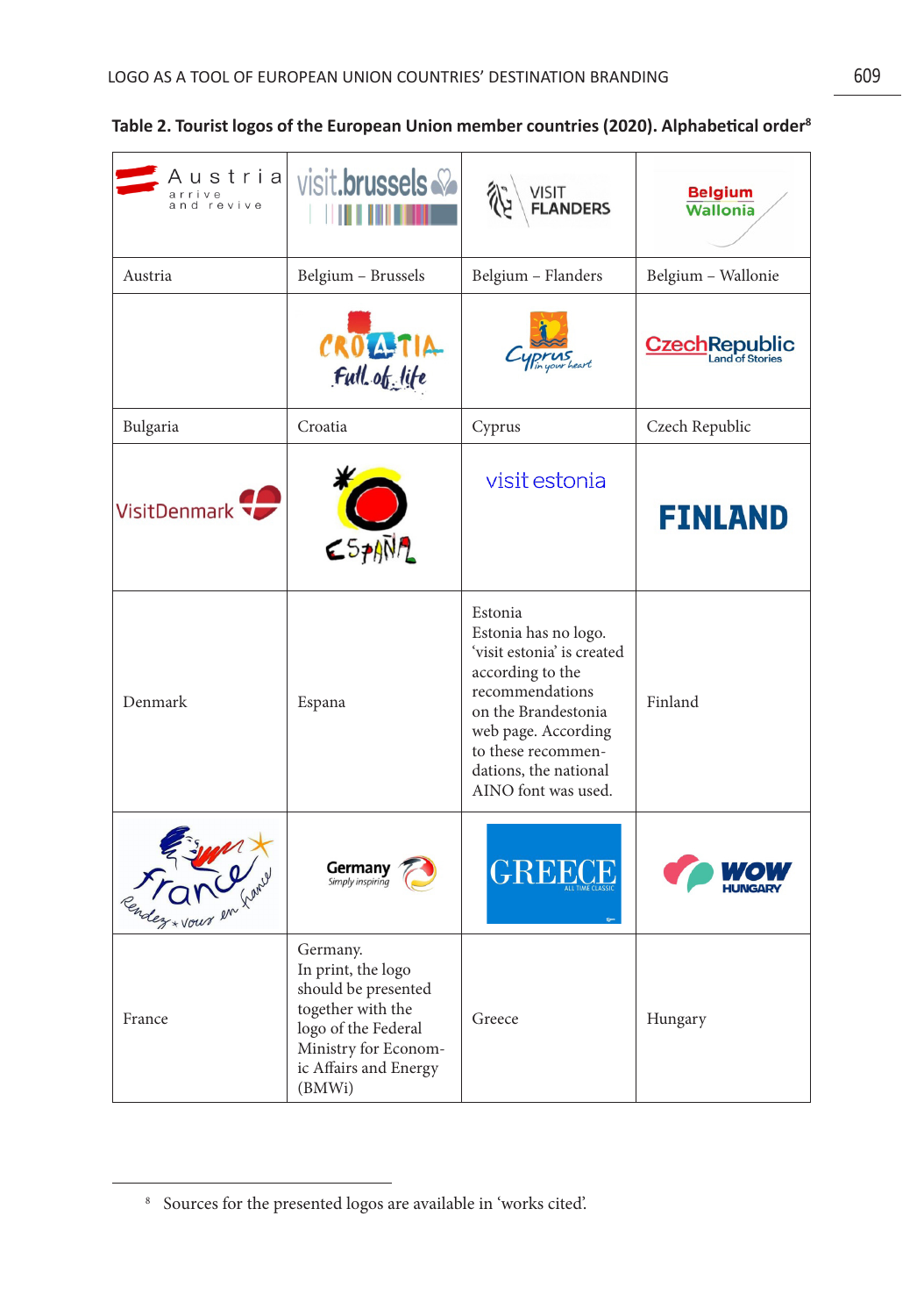**Table 2. Tourist logos of the European Union member countries (2020). Alphabetical order**[8]

| Austria arrive and revive | visit.brussels | VISIT FLANDERS | Belgium Wallonia |
|---|---|---|---|
| Austria | Belgium – Brussels | Belgium – Flanders | Belgium – Wallonie |
| | CROATIA Full of life | Cyprus in your heart | CzechRepublic Land of Stories |
| Bulgaria | Croatia | Cyprus | Czech Republic |
| VisitDenmark | ESPAÑA | visit estonia | FINLAND |
| Denmark | Espana | Estonia<br>Estonia has no logo. 'visit estonia' is created according to the recommendations on the Brandestonia web page. According to these recommendations, the national AINO font was used. | Finland |
| France Rendez-vous en France | Germany Simply inspiring | GREECE ALL TIME CLASSIC | WOW HUNGARY |
| France | Germany.<br>In print, the logo should be presented together with the logo of the Federal Ministry for Economic Affairs and Energy (BMWi) | Greece | Hungary |

[8] Sources for the presented logos are available in 'works cited'.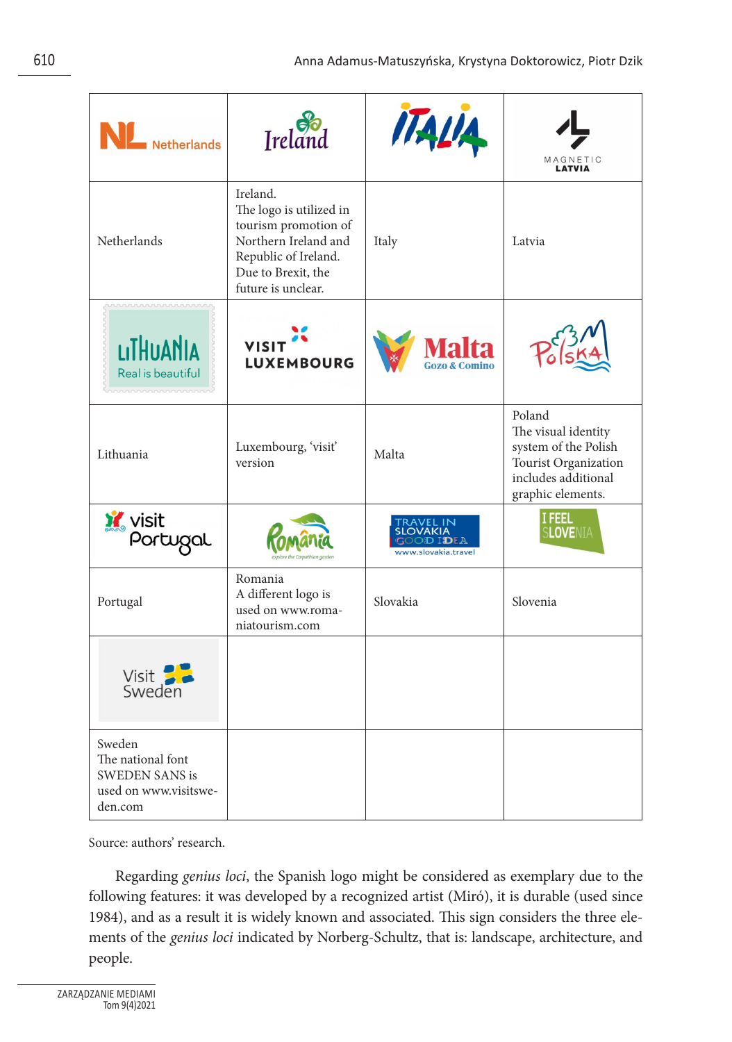| Netherlands | Ireland | ITALIA | MAGNETIC LATVIA |
|---|---|---|---|
| Netherlands | Ireland. The logo is utilized in tourism promotion of Northern Ireland and Republic of Ireland. Due to Brexit, the future is unclear. | Italy | Latvia |
| LITHUANIA Real is beautiful | VISIT LUXEMBOURG | Malta Gozo & Comino | Polska |
| Lithuania | Luxembourg, 'visit' version | Malta | Poland The visual identity system of the Polish Tourist Organization includes additional graphic elements. |
| visit Portugal | România explore the Carpathian garden | TRAVEL IN SLOVAKIA GOOD IDEA www.slovakia.travel | I FEEL SLOVENIA |
| Portugal | Romania A different logo is used on www.romaniatourism.com | Slovakia | Slovenia |
| Visit Sweden | | | |
| Sweden The national font SWEDEN SANS is used on www.visitsweden.com | | | |

Source: authors' research.

Regarding *genius loci*, the Spanish logo might be considered as exemplary due to the following features: it was developed by a recognized artist (Miró), it is durable (used since 1984), and as a result it is widely known and associated. This sign considers the three elements of the *genius loci* indicated by Norberg-Schultz, that is: landscape, architecture, and people.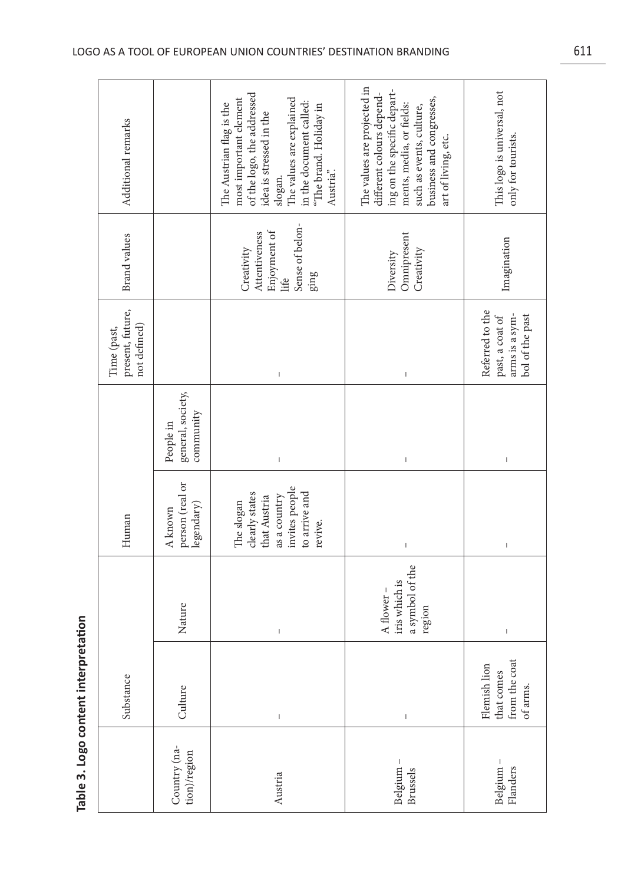**Table 3. Logo content interpretation**

| Country (nation)/region | Substance | | Human | | Time (past, present, future, not defined) | Brand values | Additional remarks |
|---|---|---|---|---|---|---|---|
| | Culture | Nature | A known person (real or legendary) | People in general, society, community | | | |
| Austria | – | – | The slogan clearly states that Austria as a country invites people to arrive and revive. | – | – | Creativity<br>Attentiveness<br>Enjoyment of life<br>Sense of belonging | The Austrian flag is the most important element of the logo, the addressed idea is stressed in the slogan.<br>The values are explained in the document called: "The brand. Holiday in Austria". |
| Belgium – Brussels | – | A flower – iris which is a symbol of the region | – | – | – | Diversity<br>Omnipresent<br>Creativity | The values are projected in different colours depending on the specific departments, media, or fields: such as events, culture, business and congresses, art of living, etc. |
| Belgium – Flanders | Flemish lion that comes from the coat of arms. | – | – | – | Referred to the past, a coat of arms is a symbol of the past | Imagination | This logo is universal, not only for tourists. |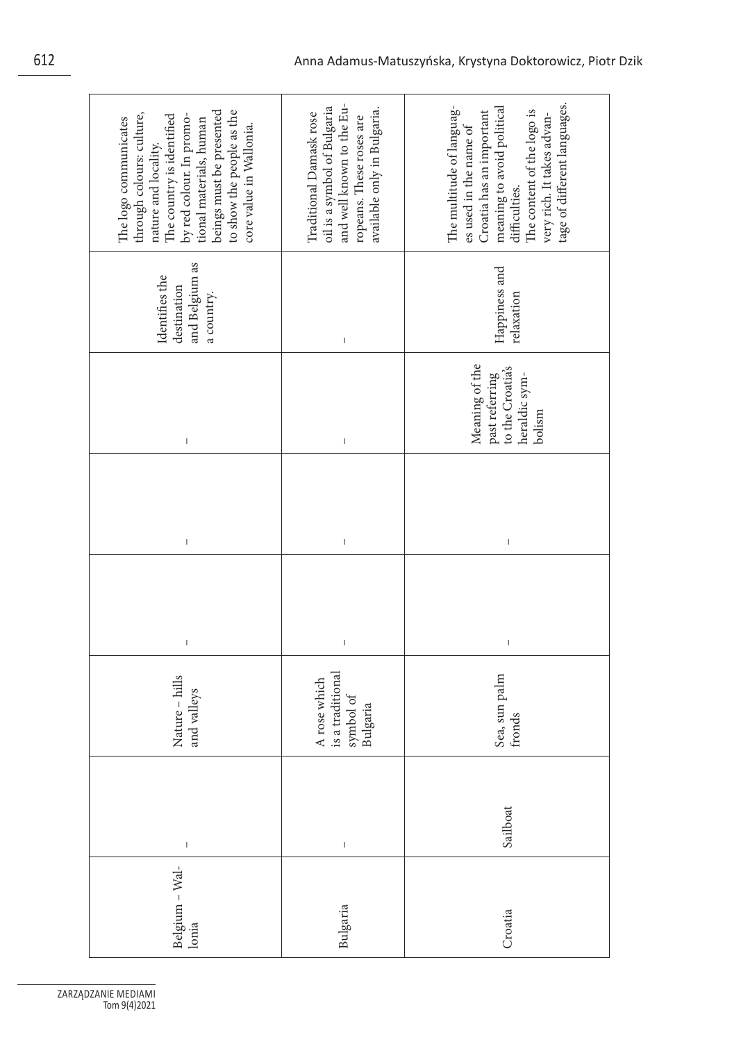| Belgium – Wallonia | – | Nature – hills and valleys | – | – | – | Identifies the destination and Belgium as a country. | The logo communicates through colours: culture, nature and locality. The country is identified by red colour. In promotional materials, human beings must be presented to show the people as the core value in Wallonia. |
|---|---|---|---|---|---|---|---|
| Bulgaria | – | A rose which is a traditional symbol of Bulgaria | – | – | – | – | Traditional Damask rose oil is a symbol of Bulgaria and well known to the Europeans. These roses are available only in Bulgaria. |
| Croatia | Sailboat | Sea, sun palm fronds | – | – | Meaning of the past referring to the Croatia's heraldic symbolism | Happiness and relaxation | The multitude of languages used in the name of Croatia has an important meaning to avoid political difficulties. The content of the logo is very rich. It takes advantage of different languages. |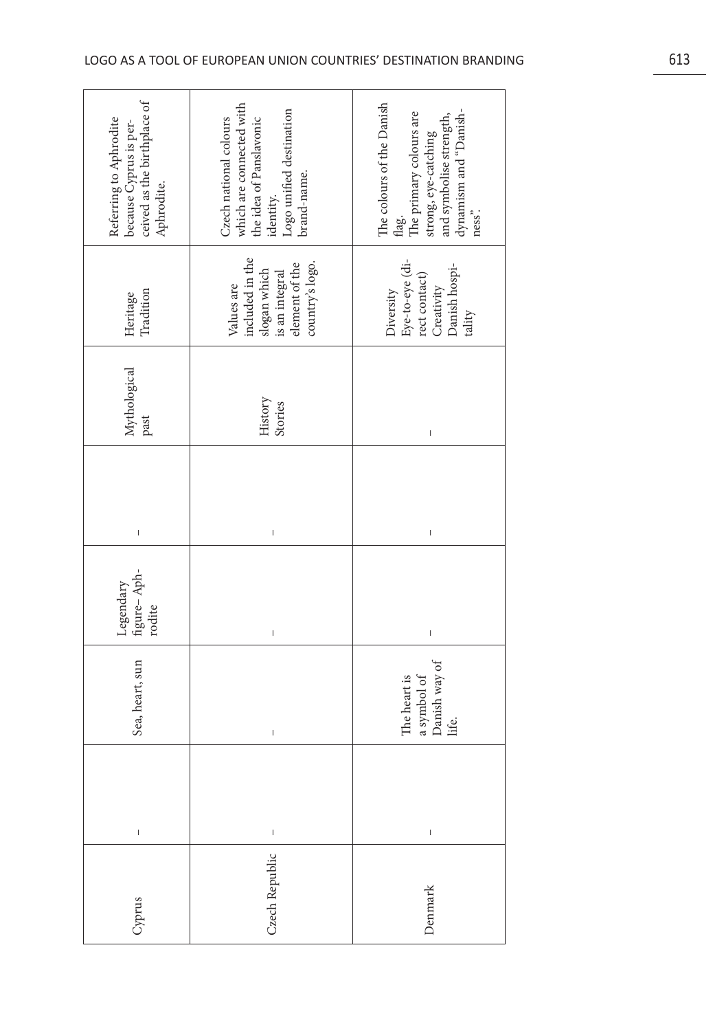| | | | | | | | |
|---|---|---|---|---|---|---|---|
| Cyprus | – | Sea, heart, sun | Legendary figure– Aphrodite | – | Mythological past | Heritage<br>Tradition | Referring to Aphrodite because Cyprus is perceived as the birthplace of Aphrodite. |
| Czech Republic | – | – | – | – | History<br>Stories | Values are included in the slogan which is an integral element of the country's logo. | Czech national colours which are connected with the idea of Panslavonic identity.<br>Logo unified destination brand-name. |
| Denmark | – | The heart is a symbol of Danish way of life. | – | – | – | Diversity<br>Eye-to-eye (direct contact)<br>Creativity<br>Danish hospitality | The colours of the Danish flag.<br>The primary colours are strong, eye-catching and symbolise strength, dynamism and "Danishness". |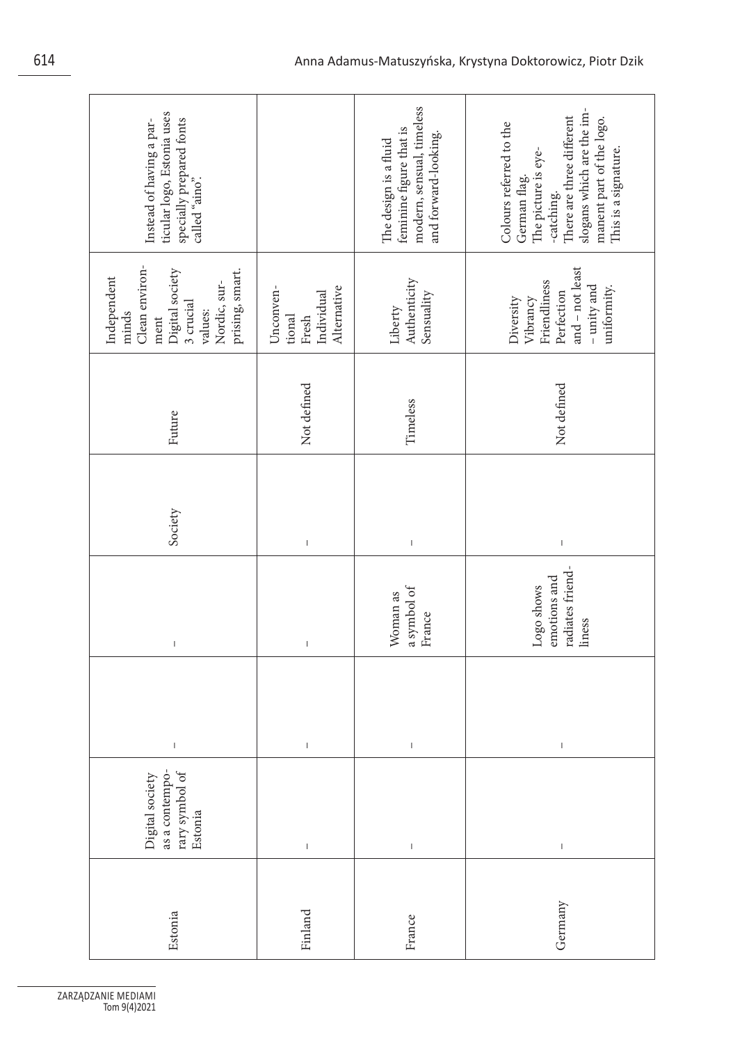| | | | | | | | |
|---|---|---|---|---|---|---|---|
| Estonia | Digital society as a contemporary symbol of Estonia | – | – | Society | Future | Independent minds<br>Clean environment<br>Digital society<br>3 crucial values:<br>Nordic, surprising, smart. | Instead of having a particular logo, Estonia uses specially prepared fonts called “aino”. |
| Finland | – | – | – | – | Not defined | Unconventional<br>Fresh<br>Individual<br>Alternative | |
| France | – | – | Woman as a symbol of France | – | Timeless | Liberty<br>Authenticity<br>Sensuality | The design is a fluid feminine figure that is modern, sensual, timeless and forward-looking. |
| Germany | – | – | Logo shows emotions and radiates friendliness | – | Not defined | Diversity<br>Vibrancy<br>Friendliness<br>Perfection<br>and – not least – unity and uniformity. | Colours referred to the German flag.<br>The picture is eye-catching.<br>There are three different slogans which are the permanent part of the logo.<br>This is a signature. |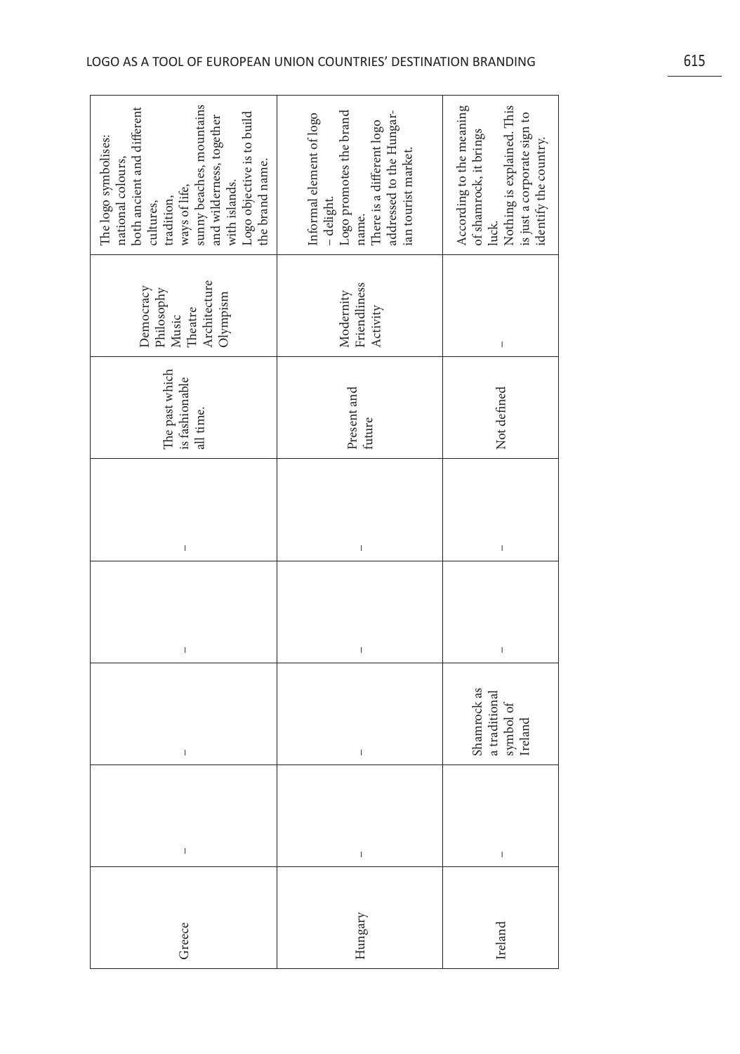| Greece | – | – | – | – | The past which is fashionable all time. | Democracy<br>Philosophy<br>Music<br>Theatre<br>Architecture<br>Olympism | The logo symbolises: national colours, both ancient and different cultures, tradition, ways of life, sunny beaches, mountains and wilderness, together with islands. Logo objective is to build the brand name. |
|---|---|---|---|---|---|---|---|
| Hungary | – | – | – | – | Present and future | Modernity<br>Friendliness<br>Activity | Informal element of logo – delight. Logo promotes the brand name. There is a different logo addressed to the Hungarian tourist market. |
| Ireland | – | Shamrock as a traditional symbol of Ireland | – | – | Not defined | – | According to the meaning of shamrock, it brings luck. Nothing is explained. This is just a corporate sign to identify the country. |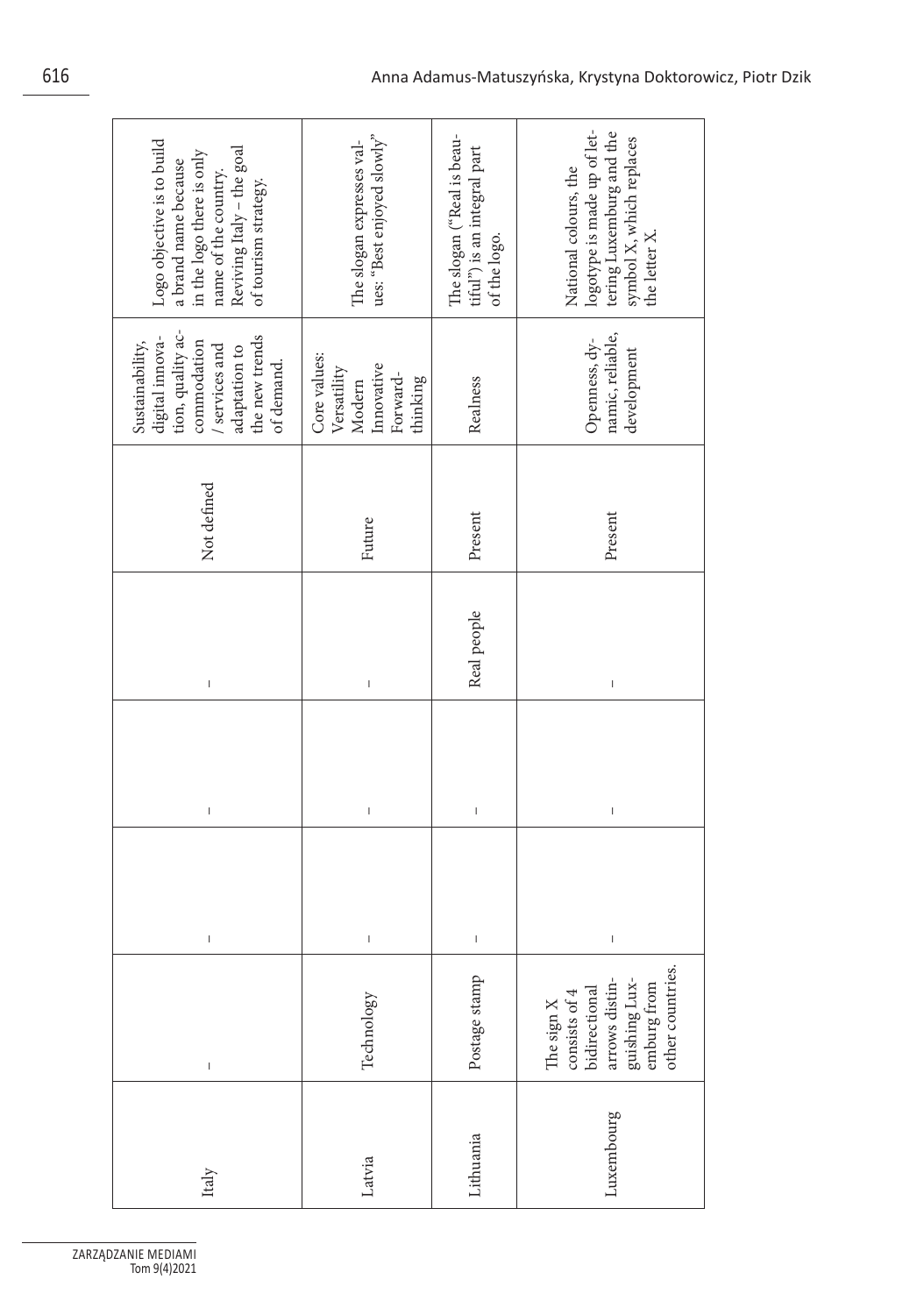| | | | | | | | |
|---|---|---|---|---|---|---|---|
| Italy | – | – | – | – | Not defined | Sustainability, digital innovation, quality accommodation / services and adaptation to the new trends of demand. | Logo objective is to build a brand name because in the logo there is only name of the country. Reviving Italy – the goal of tourism strategy. |
| Latvia | Technology | – | – | – | Future | Core values: Versatility Modern Innovative Forward-thinking | The slogan expresses values: "Best enjoyed slowly" |
| Lithuania | Postage stamp | – | – | Real people | Present | Realness | The slogan ("Real is beautiful") is an integral part of the logo. |
| Luxembourg | The sign X consists of 4 bidirectional arrows distinguishing Luxemburg from other countries. | – | – | – | Present | Openness, dynamic, reliable, development | National colours, the logotype is made up of lettering Luxemburg and the symbol X, which replaces the letter X. |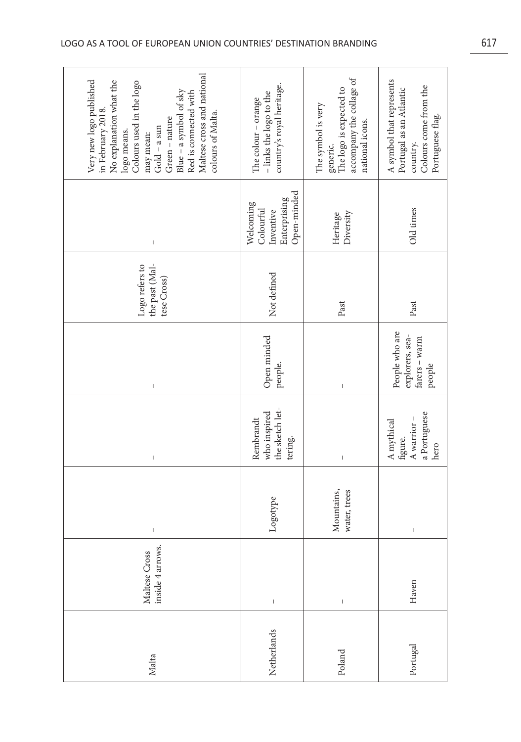| Malta | Maltese Cross inside 4 arrows. | – | – | – | Logo refers to the past (Maltese Cross) | – | Very new logo published in February 2018. No explanation what the logo means. Colours used in the logo may mean: Gold – a sun Green – nature Blue – a symbol of sky Red is connected with Maltese cross and national colours of Malta. |
|---|---|---|---|---|---|---|---|
| Netherlands | – | Logotype | Rembrandt who inspired the sketch lettering. | Open minded people. | Not defined | Welcoming Colourful Inventive Enterprising Open-minded | The colour – orange – links the logo to the country's royal heritage. |
| Poland | – | Mountains, water, trees | – | – | Past | Heritage Diversity | The symbol is very generic. The logo is expected to accompany the collage of national icons. |
| Portugal | Haven | – | A mythical figure. A warrior – a Portuguese hero | People who are explorers, seafarers – warm people | Past | Old times | A symbol that represents Portugal as an Atlantic country. Colours come from the Portuguese flag. |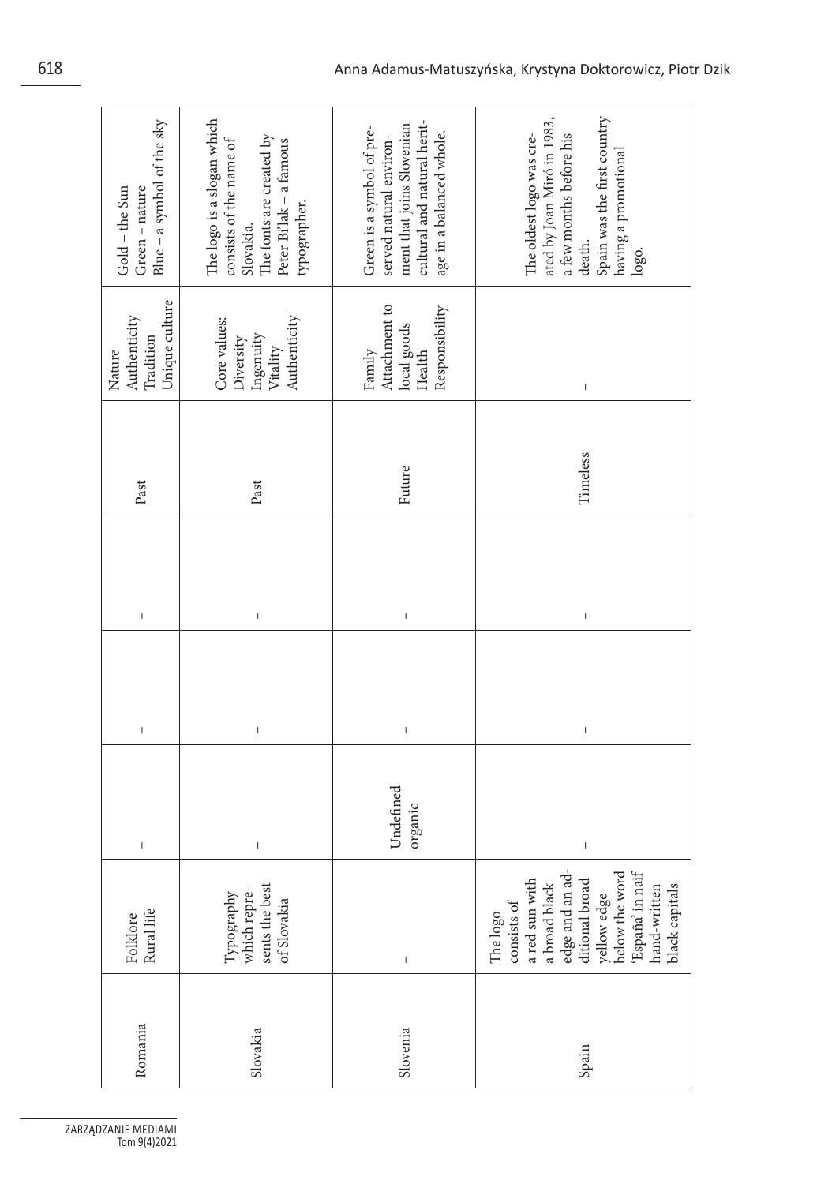| | | | | | | | | |
|---|---|---|---|---|---|---|---|---|
| Romania | Folklore<br>Rural life | – | – | – | Past | Nature<br>Authenticity<br>Tradition<br>Unique culture | Gold – the Sun<br>Green – nature<br>Blue – a symbol of the sky |
| Slovakia | Typography which represents the best of Slovakia | – | – | – | Past | Core values:<br>Diversity<br>Ingenuity<br>Vitality<br>Authenticity | The logo is a slogan which consists of the name of Slovakia.<br>The fonts are created by Peter Bi'lak – a famous typographer. |
| Slovenia | – | Undefined organic | – | – | Future | Family<br>Attachment to local goods<br>Health<br>Responsibility | Green is a symbol of preserved natural environment that joins Slovenian cultural and natural heritage in a balanced whole. |
| Spain | The logo consists of a red sun with a broad black edge and an additional broad yellow edge below the word 'España' in naif hand-written black capitals | – | – | – | Timeless | – | The oldest logo was created by Joan Miró in 1983, a few months before his death.<br>Spain was the first country having a promotional logo. |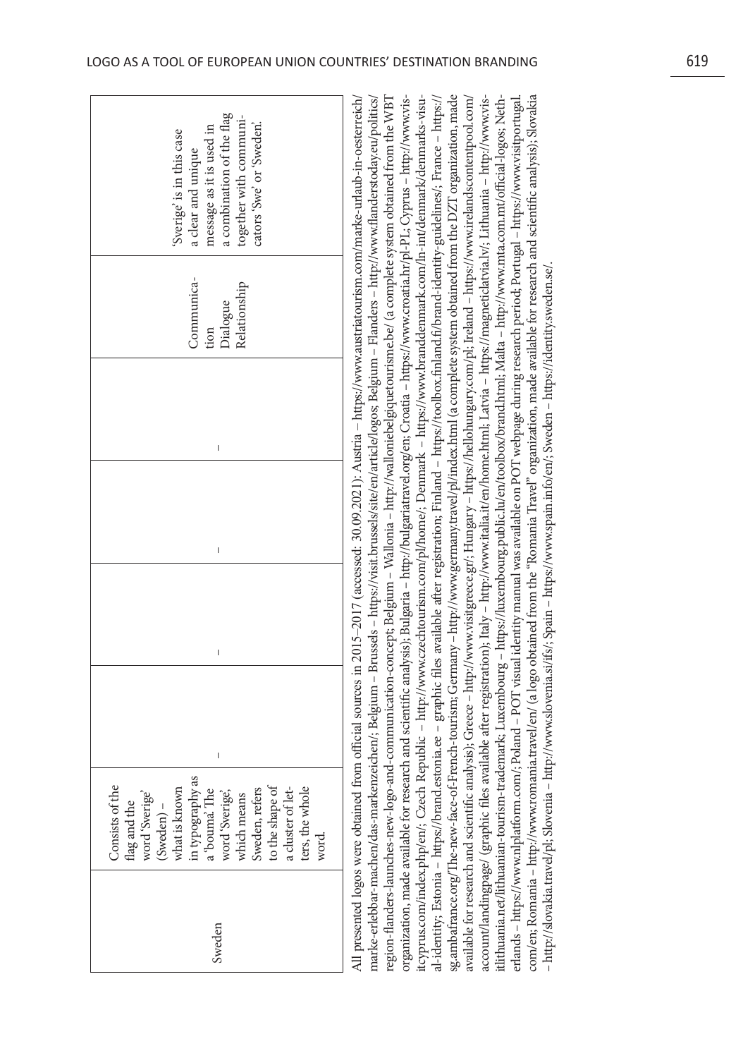| Sweden | Consists of the flag and the word 'Sverige' (Sweden) – what is known in typography as a 'bouma'. The word 'Sverige', which means Sweden, refers to the shape of a cluster of letters, the whole word. | – | – | – | – | Communication Dialogue Relationship | 'Sverige' is in this case a clear and unique message as it is used in a combination of the flag together with communicators 'Swe' or 'Sweden'. |
|---|---|---|---|---|---|---|---|

All presented logos were obtained from official sources in 2015–2017 (accessed: 30.09.2021): Austria – https://www.austriatourism.com/marke-urlaub-in-oesterreich/marke-erlebbar-machen/das-markenzeichen/; Belgium – Brussels – https://visit.brussels/site/en/article/logos; Belgium – Flanders – http://www.flanderstoday.eu/politics/region-flanders-launches-new-logo-and-communication-concept; Belgium – Wallonia – http://walloniebelgiquetourisme.be/ (a complete system obtained from the WBT organization, made available for research and scientific analysis); Bulgaria – http://bulgariatravel.org/en; Croatia – https://www.croatia.hr/pl-PL; Cyprus – http://www.visitcyprus.com/index.php/en/; Czech Republic – http://www.czechtourism.com/pl/home/; Denmark – https://www.branddenmark.com/ln-int/denmark/denmarks-visual-identity; Estonia – https://brand.estonia.ee – graphic files available after registration; Finland – https://toolbox.finland.fi/brand-identity-guidelines/; France – https://sg.ambafrance.org/The-new-face-of-French-tourism; Germany – http://www.germany.travel/pl/index.html (a complete system obtained from the DZT organization, made available for research and scientific analysis); Greece – http://www.visitgreece.gr/; Hungary – https://hellohungary.com/pl; Ireland – https://www.irelandscontentpool.com/account/landingpage/ (graphic files available after registration); Italy – http://www.italia.it/en/home.html; Latvia – https://magneticlatvia.lv/; Lithuania – http://www.visitlithuania.net/lithuanian-tourism-trademark; Luxembourg – https://luxembourg.public.lu/en/toolbox/brand.html; Malta – http://www.mta.com.mt/official-logos; Netherlands – https://www.nlplatform.com/; Poland – POT visual identity manual was available on POT webpage during research period; Portugal – https://www.visitportugal.com/en; Romania – http://www.romania.travel/en/ (a logo obtained from the "Romania Travel" organization, made available for research and scientific analysis); Slovakia – http://slovakia.travel/pl; Slovenia – http://www.slovenia.si/ifs/; Spain – https://www.spain.info/en/; Sweden – https://identity.sweden.se/.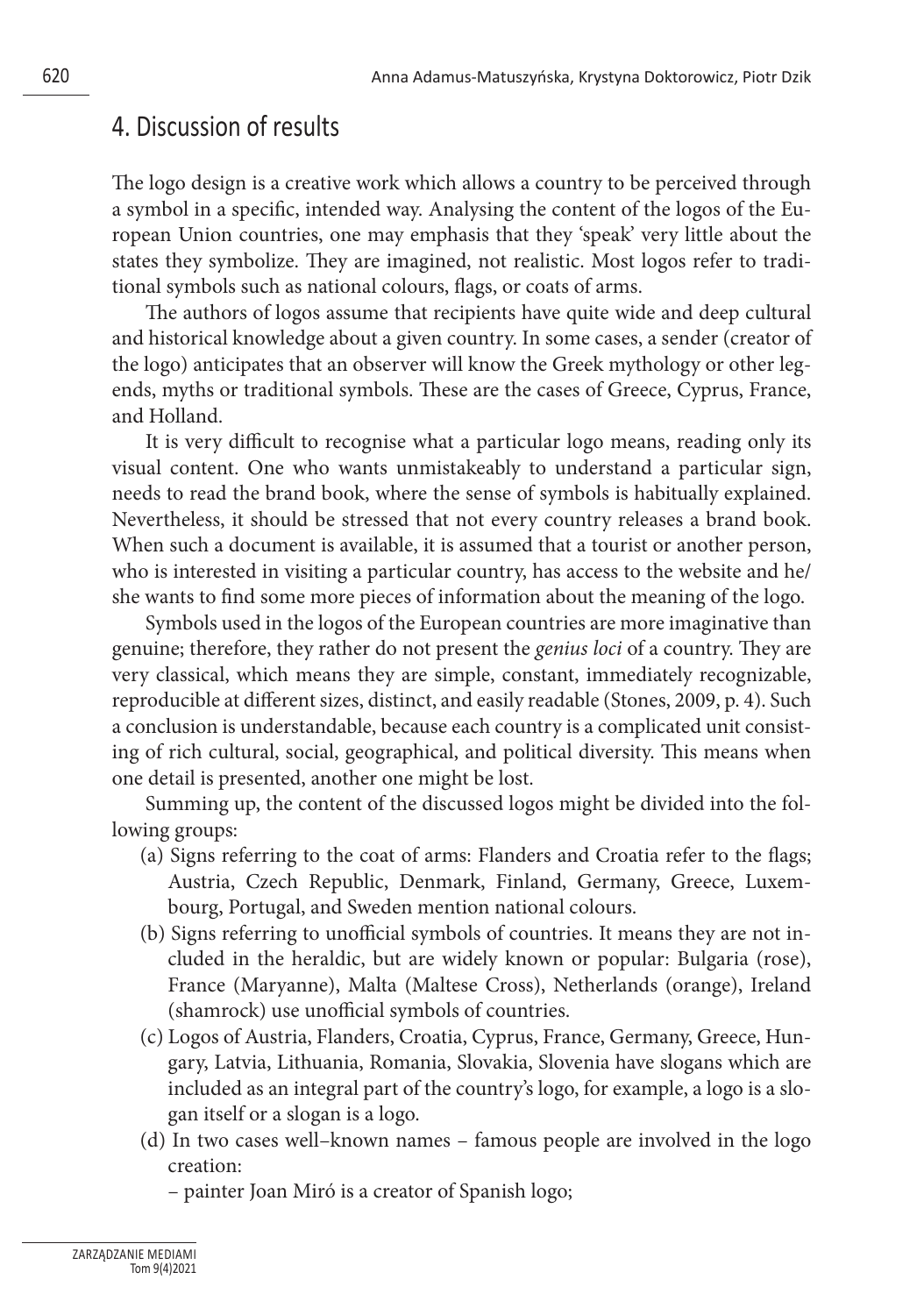## 4. Discussion of results

The logo design is a creative work which allows a country to be perceived through a symbol in a specific, intended way. Analysing the content of the logos of the European Union countries, one may emphasis that they 'speak' very little about the states they symbolize. They are imagined, not realistic. Most logos refer to traditional symbols such as national colours, flags, or coats of arms.

The authors of logos assume that recipients have quite wide and deep cultural and historical knowledge about a given country. In some cases, a sender (creator of the logo) anticipates that an observer will know the Greek mythology or other legends, myths or traditional symbols. These are the cases of Greece, Cyprus, France, and Holland.

It is very difficult to recognise what a particular logo means, reading only its visual content. One who wants unmistakeably to understand a particular sign, needs to read the brand book, where the sense of symbols is habitually explained. Nevertheless, it should be stressed that not every country releases a brand book. When such a document is available, it is assumed that a tourist or another person, who is interested in visiting a particular country, has access to the website and he/she wants to find some more pieces of information about the meaning of the logo.

Symbols used in the logos of the European countries are more imaginative than genuine; therefore, they rather do not present the *genius loci* of a country. They are very classical, which means they are simple, constant, immediately recognizable, reproducible at different sizes, distinct, and easily readable (Stones, 2009, p. 4). Such a conclusion is understandable, because each country is a complicated unit consisting of rich cultural, social, geographical, and political diversity. This means when one detail is presented, another one might be lost.

Summing up, the content of the discussed logos might be divided into the following groups:

(a) Signs referring to the coat of arms: Flanders and Croatia refer to the flags; Austria, Czech Republic, Denmark, Finland, Germany, Greece, Luxembourg, Portugal, and Sweden mention national colours.

(b) Signs referring to unofficial symbols of countries. It means they are not included in the heraldic, but are widely known or popular: Bulgaria (rose), France (Maryanne), Malta (Maltese Cross), Netherlands (orange), Ireland (shamrock) use unofficial symbols of countries.

(c) Logos of Austria, Flanders, Croatia, Cyprus, France, Germany, Greece, Hungary, Latvia, Lithuania, Romania, Slovakia, Slovenia have slogans which are included as an integral part of the country's logo, for example, a logo is a slogan itself or a slogan is a logo.

(d) In two cases well–known names – famous people are involved in the logo creation:

– painter Joan Miró is a creator of Spanish logo;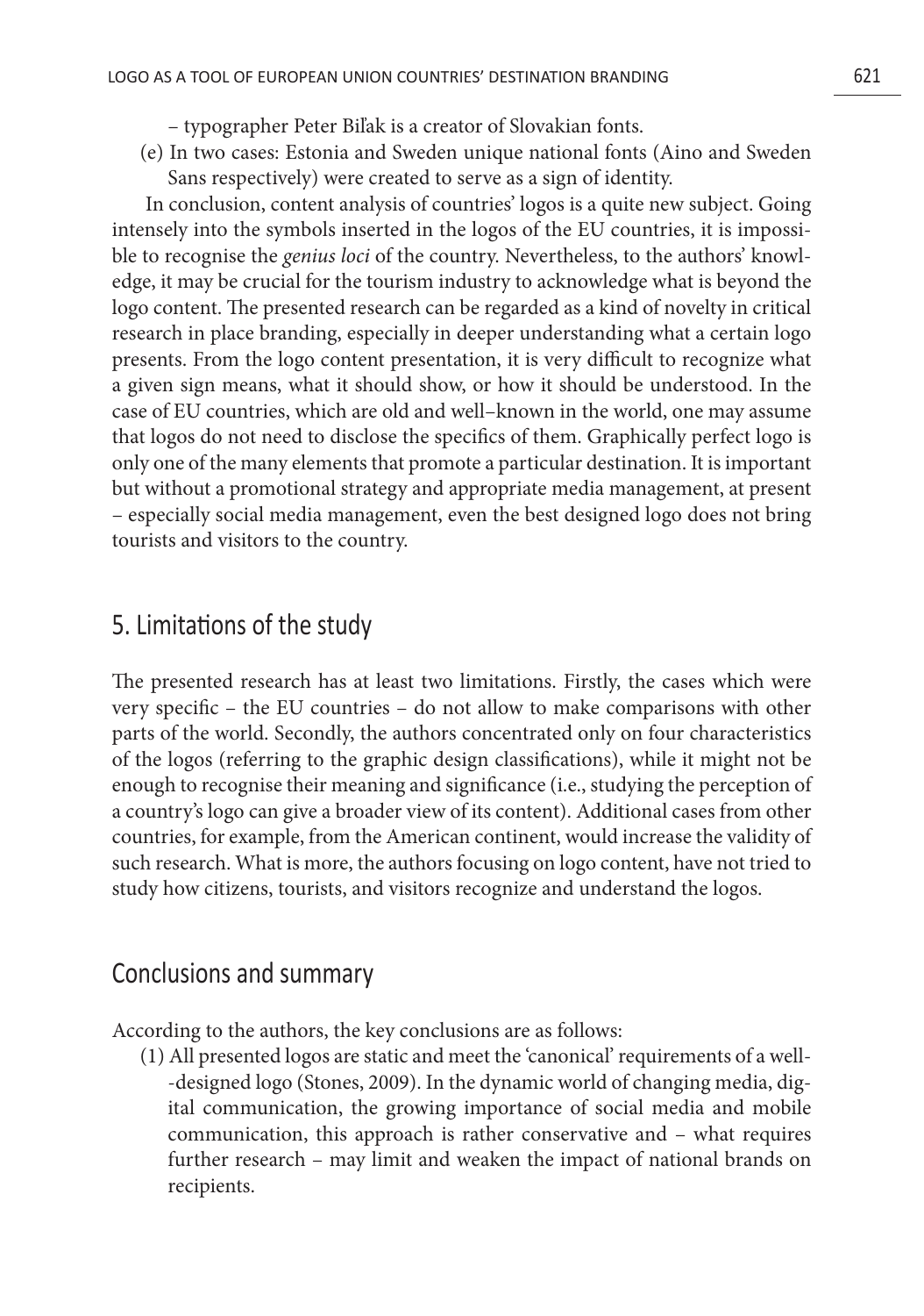– typographer Peter Biľak is a creator of Slovakian fonts.

(e) In two cases: Estonia and Sweden unique national fonts (Aino and Sweden Sans respectively) were created to serve as a sign of identity.

In conclusion, content analysis of countries' logos is a quite new subject. Going intensely into the symbols inserted in the logos of the EU countries, it is impossible to recognise the *genius loci* of the country. Nevertheless, to the authors' knowledge, it may be crucial for the tourism industry to acknowledge what is beyond the logo content. The presented research can be regarded as a kind of novelty in critical research in place branding, especially in deeper understanding what a certain logo presents. From the logo content presentation, it is very difficult to recognize what a given sign means, what it should show, or how it should be understood. In the case of EU countries, which are old and well–known in the world, one may assume that logos do not need to disclose the specifics of them. Graphically perfect logo is only one of the many elements that promote a particular destination. It is important but without a promotional strategy and appropriate media management, at present – especially social media management, even the best designed logo does not bring tourists and visitors to the country.

## 5. Limitations of the study

The presented research has at least two limitations. Firstly, the cases which were very specific – the EU countries – do not allow to make comparisons with other parts of the world. Secondly, the authors concentrated only on four characteristics of the logos (referring to the graphic design classifications), while it might not be enough to recognise their meaning and significance (i.e., studying the perception of a country's logo can give a broader view of its content). Additional cases from other countries, for example, from the American continent, would increase the validity of such research. What is more, the authors focusing on logo content, have not tried to study how citizens, tourists, and visitors recognize and understand the logos.

## Conclusions and summary

According to the authors, the key conclusions are as follows:

(1) All presented logos are static and meet the 'canonical' requirements of a well--designed logo (Stones, 2009). In the dynamic world of changing media, digital communication, the growing importance of social media and mobile communication, this approach is rather conservative and – what requires further research – may limit and weaken the impact of national brands on recipients.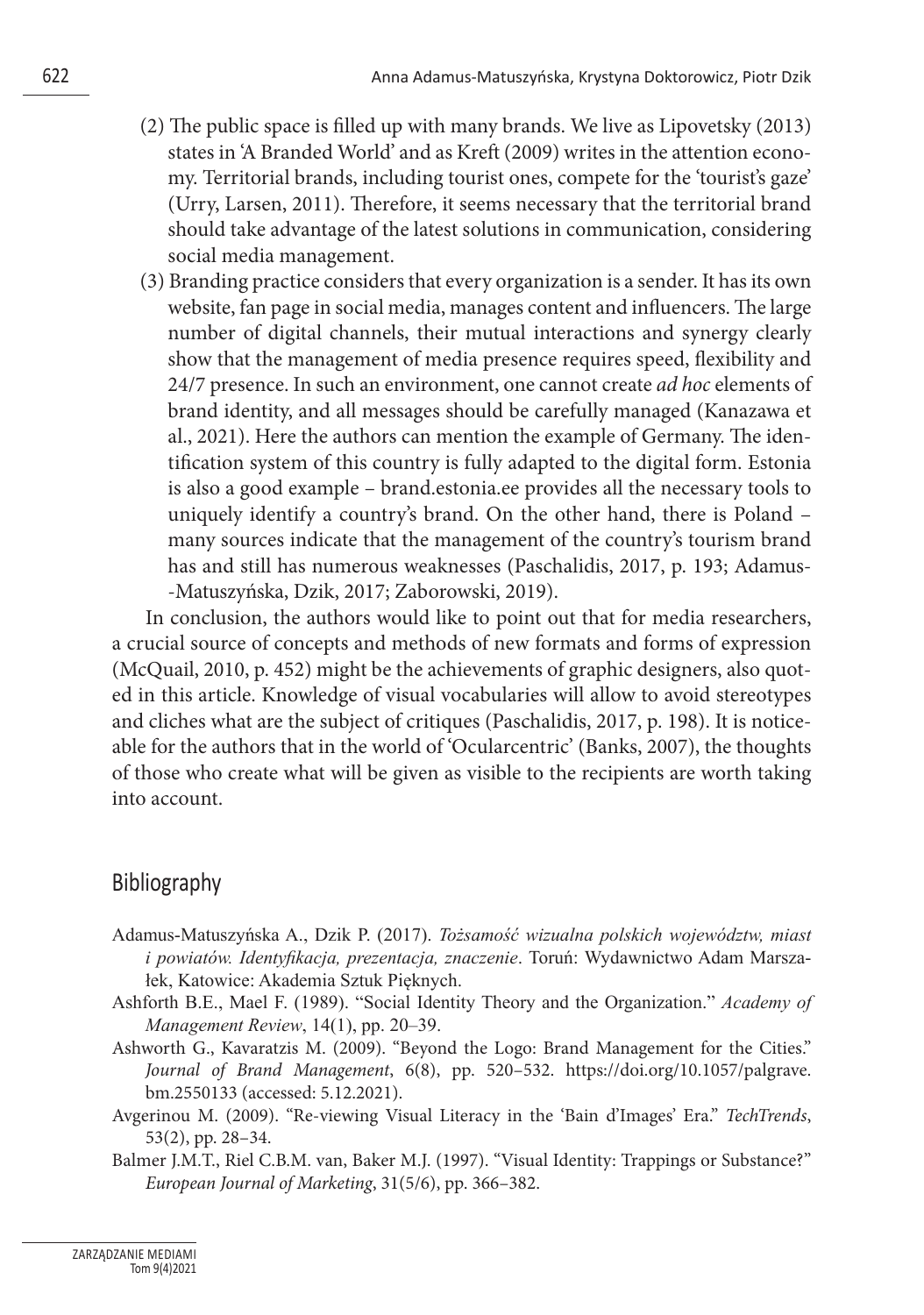(2) The public space is filled up with many brands. We live as Lipovetsky (2013) states in 'A Branded World' and as Kreft (2009) writes in the attention economy. Territorial brands, including tourist ones, compete for the 'tourist's gaze' (Urry, Larsen, 2011). Therefore, it seems necessary that the territorial brand should take advantage of the latest solutions in communication, considering social media management.

(3) Branding practice considers that every organization is a sender. It has its own website, fan page in social media, manages content and influencers. The large number of digital channels, their mutual interactions and synergy clearly show that the management of media presence requires speed, flexibility and 24/7 presence. In such an environment, one cannot create *ad hoc* elements of brand identity, and all messages should be carefully managed (Kanazawa et al., 2021). Here the authors can mention the example of Germany. The identification system of this country is fully adapted to the digital form. Estonia is also a good example – brand.estonia.ee provides all the necessary tools to uniquely identify a country's brand. On the other hand, there is Poland – many sources indicate that the management of the country's tourism brand has and still has numerous weaknesses (Paschalidis, 2017, p. 193; Adamus-Matuszyńska, Dzik, 2017; Zaborowski, 2019).

In conclusion, the authors would like to point out that for media researchers, a crucial source of concepts and methods of new formats and forms of expression (McQuail, 2010, p. 452) might be the achievements of graphic designers, also quoted in this article. Knowledge of visual vocabularies will allow to avoid stereotypes and cliches what are the subject of critiques (Paschalidis, 2017, p. 198). It is noticeable for the authors that in the world of 'Ocularcentric' (Banks, 2007), the thoughts of those who create what will be given as visible to the recipients are worth taking into account.

## Bibliography

Adamus-Matuszyńska A., Dzik P. (2017). *Tożsamość wizualna polskich województw, miast i powiatów. Identyfikacja, prezentacja, znaczenie*. Toruń: Wydawnictwo Adam Marszałek, Katowice: Akademia Sztuk Pięknych.

Ashforth B.E., Mael F. (1989). "Social Identity Theory and the Organization." *Academy of Management Review*, 14(1), pp. 20–39.

Ashworth G., Kavaratzis M. (2009). "Beyond the Logo: Brand Management for the Cities." *Journal of Brand Management*, 6(8), pp. 520–532. https://doi.org/10.1057/palgrave.bm.2550133 (accessed: 5.12.2021).

Avgerinou M. (2009). "Re-viewing Visual Literacy in the 'Bain d'Images' Era." *TechTrends*, 53(2), pp. 28–34.

Balmer J.M.T., Riel C.B.M. van, Baker M.J. (1997). "Visual Identity: Trappings or Substance?" *European Journal of Marketing*, 31(5/6), pp. 366–382.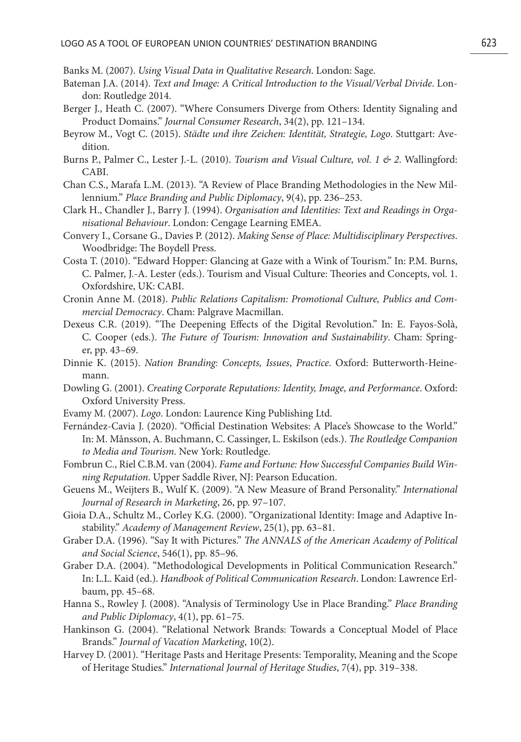Banks M. (2007). *Using Visual Data in Qualitative Research*. London: Sage.

Bateman J.A. (2014). *Text and Image: A Critical Introduction to the Visual/Verbal Divide*. London: Routledge 2014.

Berger J., Heath C. (2007). "Where Consumers Diverge from Others: Identity Signaling and Product Domains." *Journal Consumer Research*, 34(2), pp. 121–134.

Beyrow M., Vogt C. (2015). *Städte und ihre Zeichen: Identität, Strategie, Logo*. Stuttgart: Avedition.

Burns P., Palmer C., Lester J.-L. (2010). *Tourism and Visual Culture, vol. 1 & 2*. Wallingford: CABI.

Chan C.S., Marafa L.M. (2013). "A Review of Place Branding Methodologies in the New Millennium." *Place Branding and Public Diplomacy*, 9(4), pp. 236–253.

Clark H., Chandler J., Barry J. (1994). *Organisation and Identities: Text and Readings in Organisational Behaviour*. London: Cengage Learning EMEA.

Convery I., Corsane G., Davies P. (2012). *Making Sense of Place: Multidisciplinary Perspectives*. Woodbridge: The Boydell Press.

Costa T. (2010). "Edward Hopper: Glancing at Gaze with a Wink of Tourism." In: P.M. Burns, C. Palmer, J.-A. Lester (eds.). Tourism and Visual Culture: Theories and Concepts, vol. 1. Oxfordshire, UK: CABI.

Cronin Anne M. (2018). *Public Relations Capitalism: Promotional Culture, Publics and Commercial Democracy*. Cham: Palgrave Macmillan.

Dexeus C.R. (2019). "The Deepening Effects of the Digital Revolution." In: E. Fayos-Solà, C. Cooper (eds.). *The Future of Tourism: Innovation and Sustainability*. Cham: Springer, pp. 43–69.

Dinnie K. (2015). *Nation Branding: Concepts, Issues, Practice*. Oxford: Butterworth-Heinemann.

Dowling G. (2001). *Creating Corporate Reputations: Identity, Image, and Performance*. Oxford: Oxford University Press.

Evamy M. (2007). *Logo*. London: Laurence King Publishing Ltd.

Fernández-Cavia J. (2020). "Official Destination Websites: A Place's Showcase to the World." In: M. Månsson, A. Buchmann, C. Cassinger, L. Eskilson (eds.). *The Routledge Companion to Media and Tourism*. New York: Routledge.

Fombrun C., Riel C.B.M. van (2004). *Fame and Fortune: How Successful Companies Build Winning Reputation*. Upper Saddle River, NJ: Pearson Education.

Geuens M., Weijters B., Wulf K. (2009). "A New Measure of Brand Personality." *International Journal of Research in Marketing*, 26, pp. 97–107.

Gioia D.A., Schultz M., Corley K.G. (2000). "Organizational Identity: Image and Adaptive Instability." *Academy of Management Review*, 25(1), pp. 63–81.

Graber D.A. (1996). "Say It with Pictures." *The ANNALS of the American Academy of Political and Social Science*, 546(1), pp. 85–96.

Graber D.A. (2004). "Methodological Developments in Political Communication Research." In: L.L. Kaid (ed.). *Handbook of Political Communication Research*. London: Lawrence Erlbaum, pp. 45–68.

Hanna S., Rowley J. (2008). "Analysis of Terminology Use in Place Branding." *Place Branding and Public Diplomacy*, 4(1), pp. 61–75.

Hankinson G. (2004). "Relational Network Brands: Towards a Conceptual Model of Place Brands." *Journal of Vacation Marketing*, 10(2).

Harvey D. (2001). "Heritage Pasts and Heritage Presents: Temporality, Meaning and the Scope of Heritage Studies." *International Journal of Heritage Studies*, 7(4), pp. 319–338.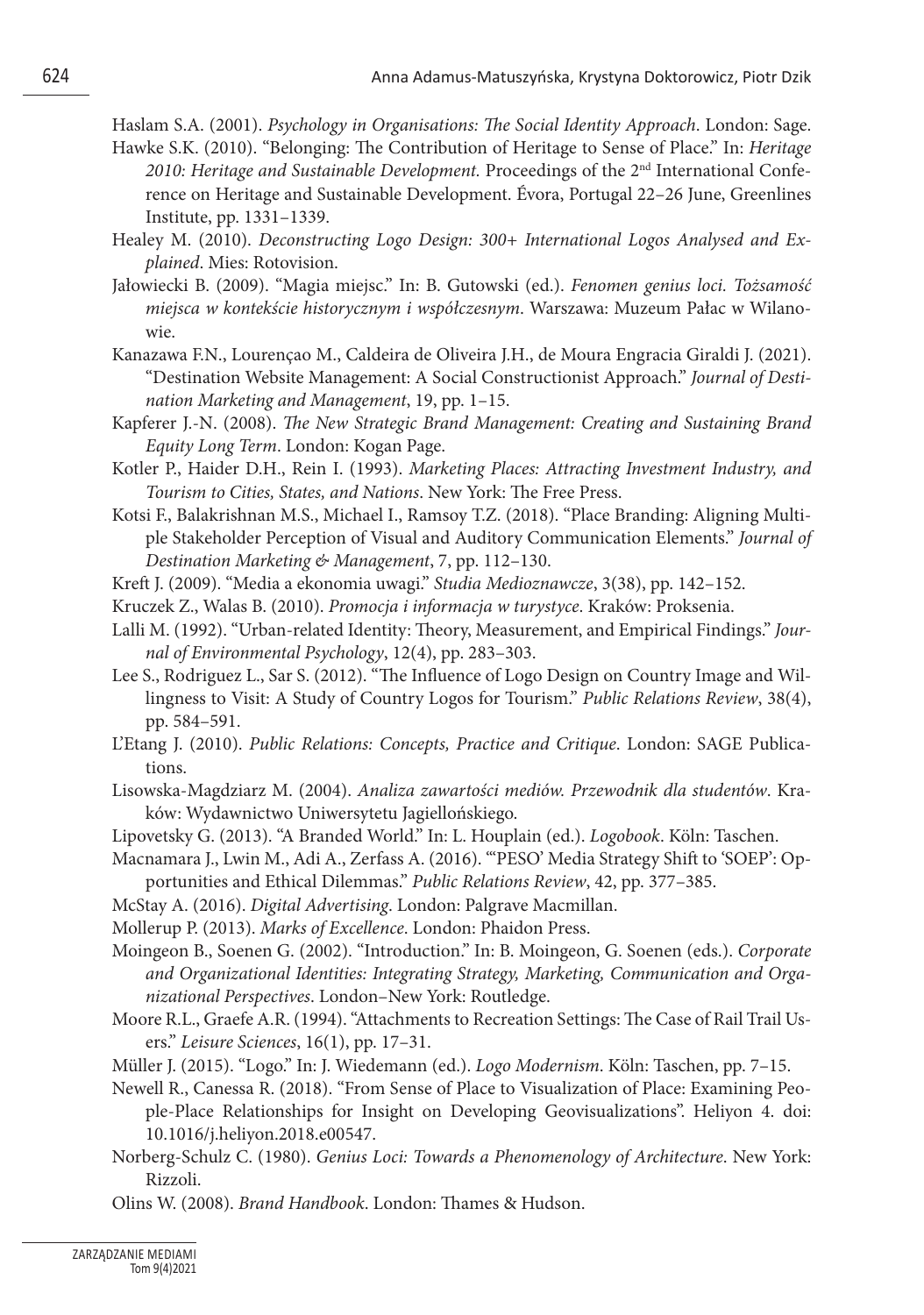Haslam S.A. (2001). *Psychology in Organisations: The Social Identity Approach*. London: Sage.

Hawke S.K. (2010). "Belonging: The Contribution of Heritage to Sense of Place." In: *Heritage 2010: Heritage and Sustainable Development.* Proceedings of the 2nd International Conference on Heritage and Sustainable Development. Évora, Portugal 22–26 June, Greenlines Institute, pp. 1331–1339.

Healey M. (2010). *Deconstructing Logo Design: 300+ International Logos Analysed and Explained*. Mies: Rotovision.

Jałowiecki B. (2009). "Magia miejsc." In: B. Gutowski (ed.). *Fenomen genius loci. Tożsamość miejsca w kontekście historycznym i współczesnym*. Warszawa: Muzeum Pałac w Wilanowie.

Kanazawa F.N., Lourençao M., Caldeira de Oliveira J.H., de Moura Engracia Giraldi J. (2021). "Destination Website Management: A Social Constructionist Approach." *Journal of Destination Marketing and Management*, 19, pp. 1–15.

Kapferer J.-N. (2008). *The New Strategic Brand Management: Creating and Sustaining Brand Equity Long Term*. London: Kogan Page.

Kotler P., Haider D.H., Rein I. (1993). *Marketing Places: Attracting Investment Industry, and Tourism to Cities, States, and Nations*. New York: The Free Press.

Kotsi F., Balakrishnan M.S., Michael I., Ramsoy T.Z. (2018). "Place Branding: Aligning Multiple Stakeholder Perception of Visual and Auditory Communication Elements." *Journal of Destination Marketing & Management*, 7, pp. 112–130.

Kreft J. (2009). "Media a ekonomia uwagi." *Studia Medioznawcze*, 3(38), pp. 142–152.

Kruczek Z., Walas B. (2010). *Promocja i informacja w turystyce*. Kraków: Proksenia.

Lalli M. (1992). "Urban-related Identity: Theory, Measurement, and Empirical Findings." *Journal of Environmental Psychology*, 12(4), pp. 283–303.

Lee S., Rodriguez L., Sar S. (2012). "The Influence of Logo Design on Country Image and Willingness to Visit: A Study of Country Logos for Tourism." *Public Relations Review*, 38(4), pp. 584–591.

L'Etang J. (2010). *Public Relations: Concepts, Practice and Critique*. London: SAGE Publications.

Lisowska-Magdziarz M. (2004). *Analiza zawartości mediów. Przewodnik dla studentów*. Kraków: Wydawnictwo Uniwersytetu Jagiellońskiego.

Lipovetsky G. (2013). "A Branded World." In: L. Houplain (ed.). *Logobook*. Köln: Taschen.

Macnamara J., Lwin M., Adi A., Zerfass A. (2016). "'PESO' Media Strategy Shift to 'SOEP': Opportunities and Ethical Dilemmas." *Public Relations Review*, 42, pp. 377–385.

McStay A. (2016). *Digital Advertising*. London: Palgrave Macmillan.

Mollerup P. (2013). *Marks of Excellence*. London: Phaidon Press.

Moingeon B., Soenen G. (2002). "Introduction." In: B. Moingeon, G. Soenen (eds.). *Corporate and Organizational Identities: Integrating Strategy, Marketing, Communication and Organizational Perspectives*. London–New York: Routledge.

Moore R.L., Graefe A.R. (1994). "Attachments to Recreation Settings: The Case of Rail Trail Users." *Leisure Sciences*, 16(1), pp. 17–31.

Müller J. (2015). "Logo." In: J. Wiedemann (ed.). *Logo Modernism*. Köln: Taschen, pp. 7–15.

Newell R., Canessa R. (2018). "From Sense of Place to Visualization of Place: Examining People-Place Relationships for Insight on Developing Geovisualizations". Heliyon 4. doi: 10.1016/j.heliyon.2018.e00547.

Norberg-Schulz C. (1980). *Genius Loci: Towards a Phenomenology of Architecture*. New York: Rizzoli.

Olins W. (2008). *Brand Handbook*. London: Thames & Hudson.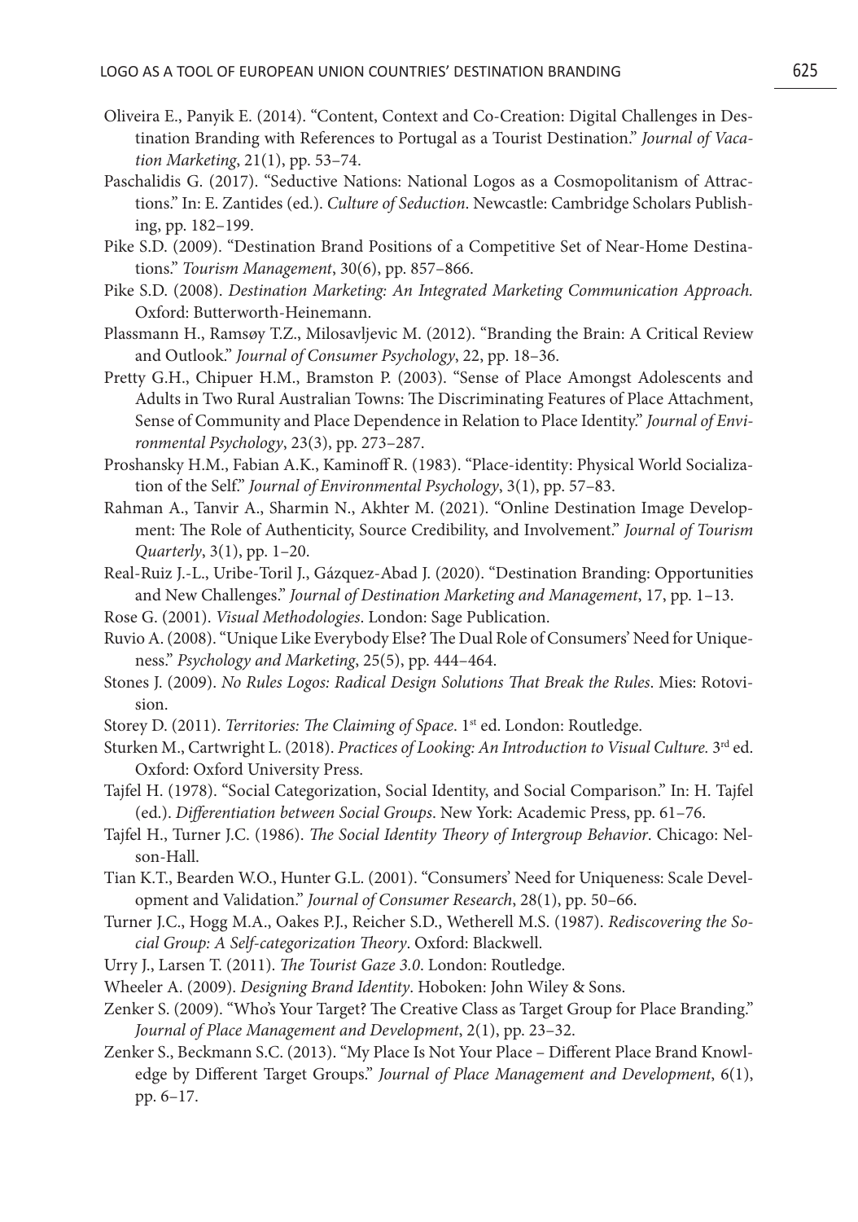Oliveira E., Panyik E. (2014). "Content, Context and Co-Creation: Digital Challenges in Destination Branding with References to Portugal as a Tourist Destination." *Journal of Vacation Marketing*, 21(1), pp. 53–74.

Paschalidis G. (2017). "Seductive Nations: National Logos as a Cosmopolitanism of Attractions." In: E. Zantides (ed.). *Culture of Seduction*. Newcastle: Cambridge Scholars Publishing, pp. 182–199.

Pike S.D. (2009). "Destination Brand Positions of a Competitive Set of Near-Home Destinations." *Tourism Management*, 30(6), pp. 857–866.

Pike S.D. (2008). *Destination Marketing: An Integrated Marketing Communication Approach.* Oxford: Butterworth-Heinemann.

Plassmann H., Ramsøy T.Z., Milosavljevic M. (2012). "Branding the Brain: A Critical Review and Outlook." *Journal of Consumer Psychology*, 22, pp. 18–36.

Pretty G.H., Chipuer H.M., Bramston P. (2003). "Sense of Place Amongst Adolescents and Adults in Two Rural Australian Towns: The Discriminating Features of Place Attachment, Sense of Community and Place Dependence in Relation to Place Identity." *Journal of Environmental Psychology*, 23(3), pp. 273–287.

Proshansky H.M., Fabian A.K., Kaminoff R. (1983). "Place-identity: Physical World Socialization of the Self." *Journal of Environmental Psychology*, 3(1), pp. 57–83.

Rahman A., Tanvir A., Sharmin N., Akhter M. (2021). "Online Destination Image Development: The Role of Authenticity, Source Credibility, and Involvement." *Journal of Tourism Quarterly*, 3(1), pp. 1–20.

Real-Ruiz J.-L., Uribe-Toril J., Gázquez-Abad J. (2020). "Destination Branding: Opportunities and New Challenges." *Journal of Destination Marketing and Management*, 17, pp. 1–13.

Rose G. (2001). *Visual Methodologies*. London: Sage Publication.

Ruvio A. (2008). "Unique Like Everybody Else? The Dual Role of Consumers' Need for Uniqueness." *Psychology and Marketing*, 25(5), pp. 444–464.

Stones J. (2009). *No Rules Logos: Radical Design Solutions That Break the Rules*. Mies: Rotovision.

Storey D. (2011). *Territories: The Claiming of Space.* 1st ed. London: Routledge.

Sturken M., Cartwright L. (2018). *Practices of Looking: An Introduction to Visual Culture.* 3rd ed. Oxford: Oxford University Press.

Tajfel H. (1978). "Social Categorization, Social Identity, and Social Comparison." In: H. Tajfel (ed.). *Differentiation between Social Groups*. New York: Academic Press, pp. 61–76.

Tajfel H., Turner J.C. (1986). *The Social Identity Theory of Intergroup Behavior*. Chicago: Nelson-Hall.

Tian K.T., Bearden W.O., Hunter G.L. (2001). "Consumers' Need for Uniqueness: Scale Development and Validation." *Journal of Consumer Research*, 28(1), pp. 50–66.

Turner J.C., Hogg M.A., Oakes P.J., Reicher S.D., Wetherell M.S. (1987). *Rediscovering the Social Group: A Self-categorization Theory*. Oxford: Blackwell.

Urry J., Larsen T. (2011). *The Tourist Gaze 3.0*. London: Routledge.

Wheeler A. (2009). *Designing Brand Identity*. Hoboken: John Wiley & Sons.

Zenker S. (2009). "Who's Your Target? The Creative Class as Target Group for Place Branding." *Journal of Place Management and Development*, 2(1), pp. 23–32.

Zenker S., Beckmann S.C. (2013). "My Place Is Not Your Place – Different Place Brand Knowledge by Different Target Groups." *Journal of Place Management and Development*, 6(1), pp. 6–17.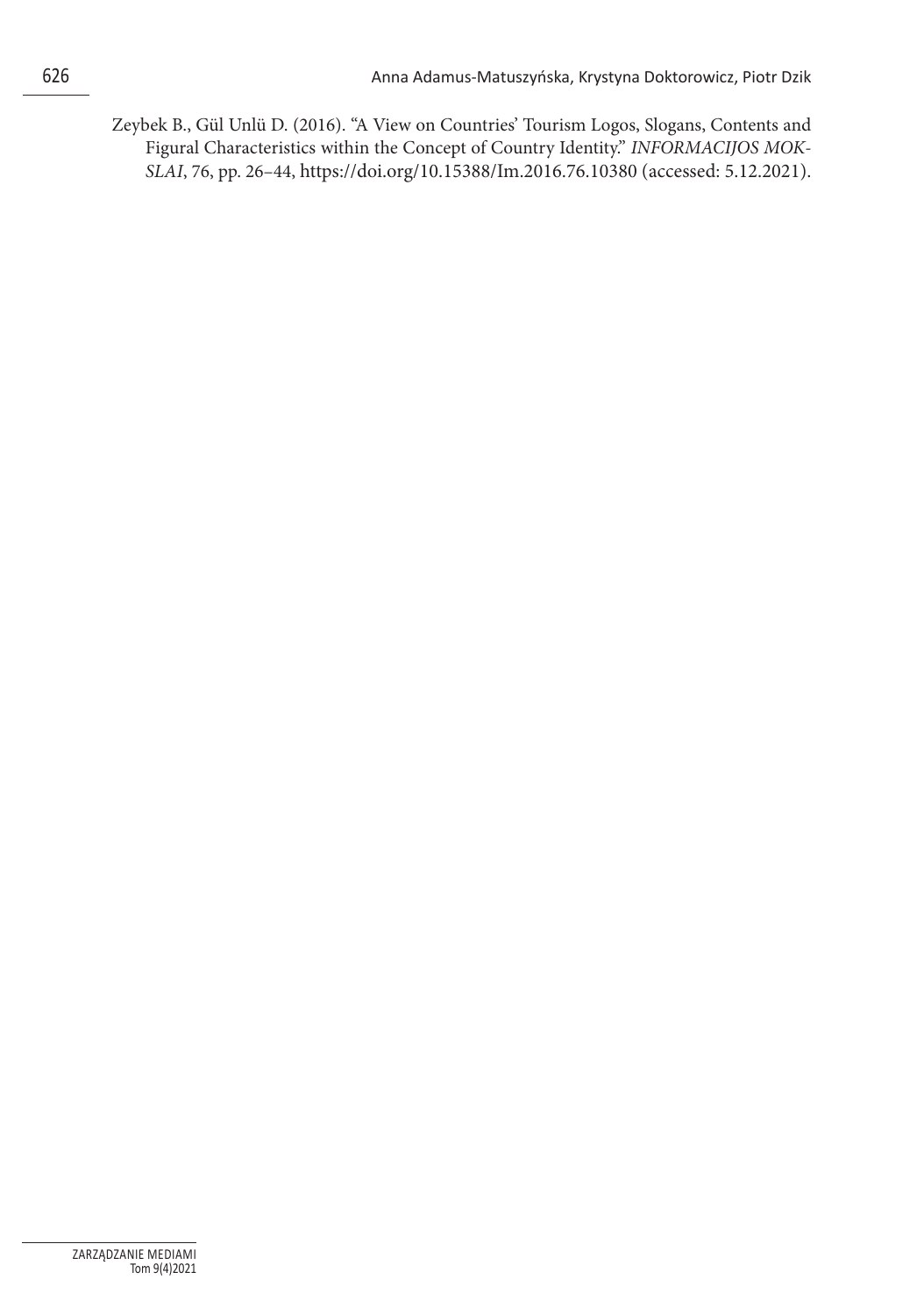Zeybek B., Gül Unlü D. (2016). "A View on Countries' Tourism Logos, Slogans, Contents and Figural Characteristics within the Concept of Country Identity." *INFORMACIJOS MOKSLAI*, 76, pp. 26–44, https://doi.org/10.15388/Im.2016.76.10380 (accessed: 5.12.2021).